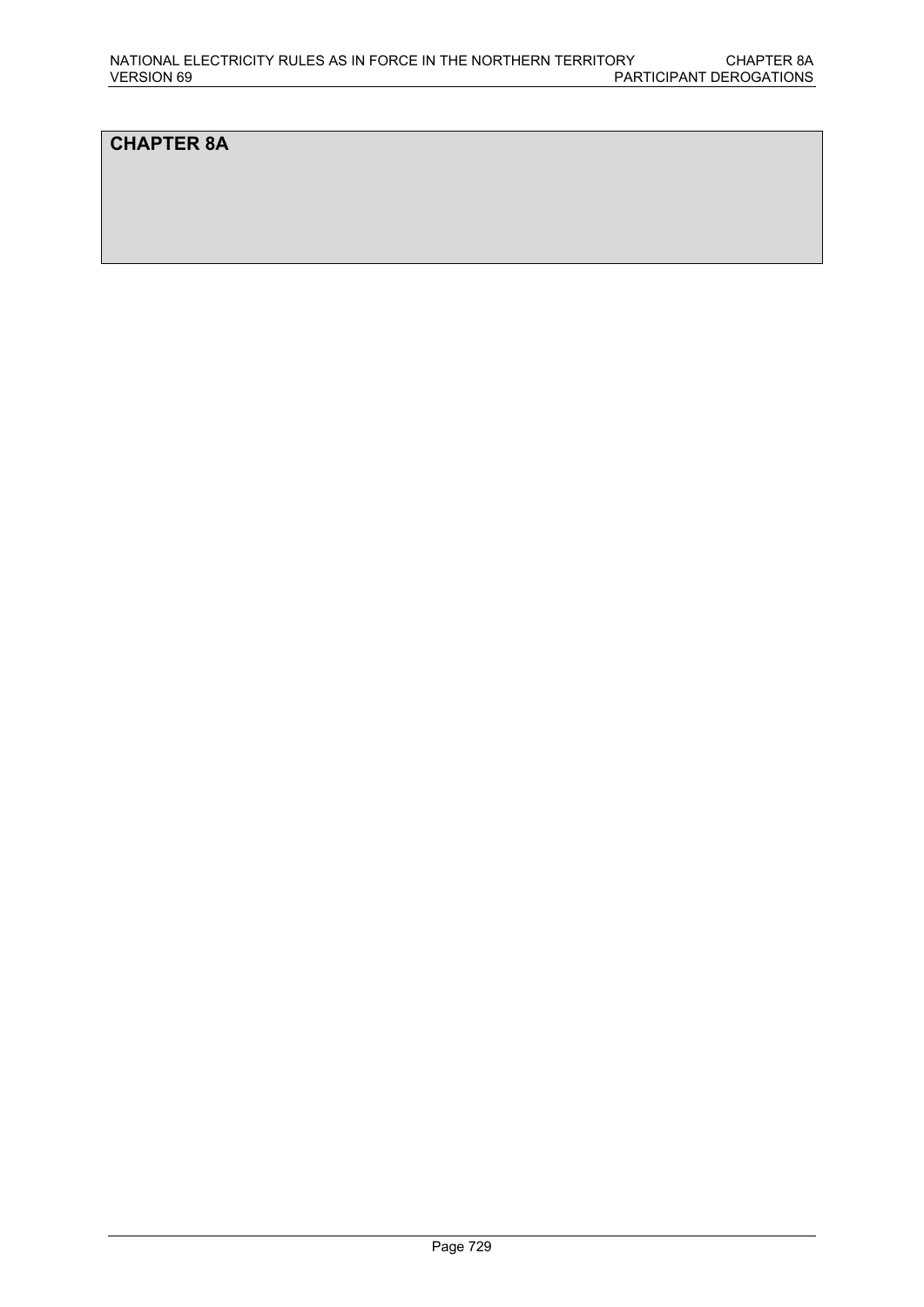# CHAPTER 8A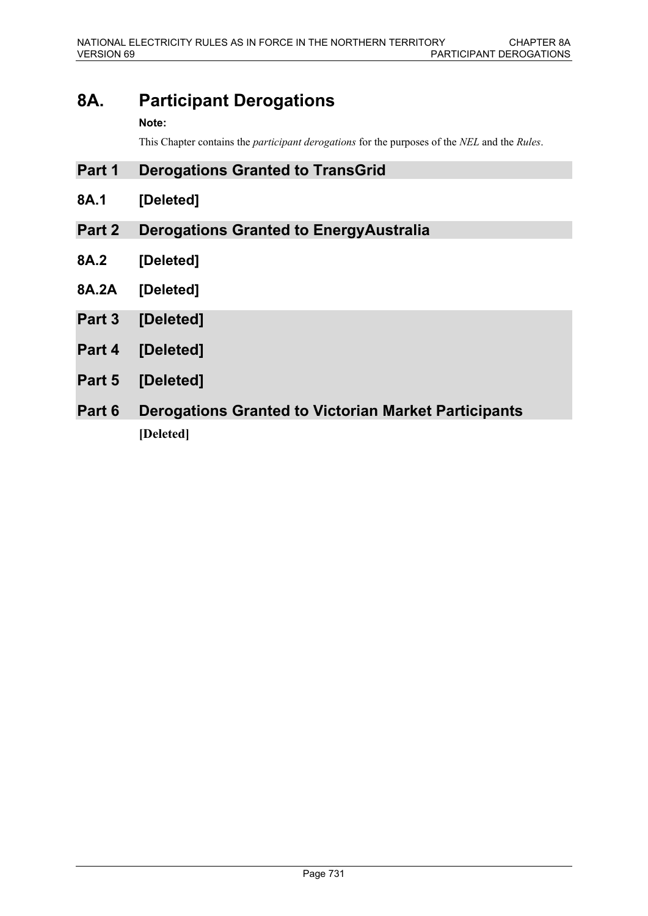# 8A. Participant Derogations

**Note:**

This Chapter contains the *participant derogations* for the purposes of the *NEL* and the *Rules*.

## Part 1 Derogations Granted to TransGrid

### 8A.1 [Deleted]

## Part 2 Derogations Granted to EnergyAustralia

### 8A.2 [Deleted]

### 8A.2A [Deleted]

## Part 3 [Deleted]

## Part 4 [Deleted]

## Part 5 [Deleted]

## Part 6 Derogations Granted to Victorian Market Participants

**[Deleted]**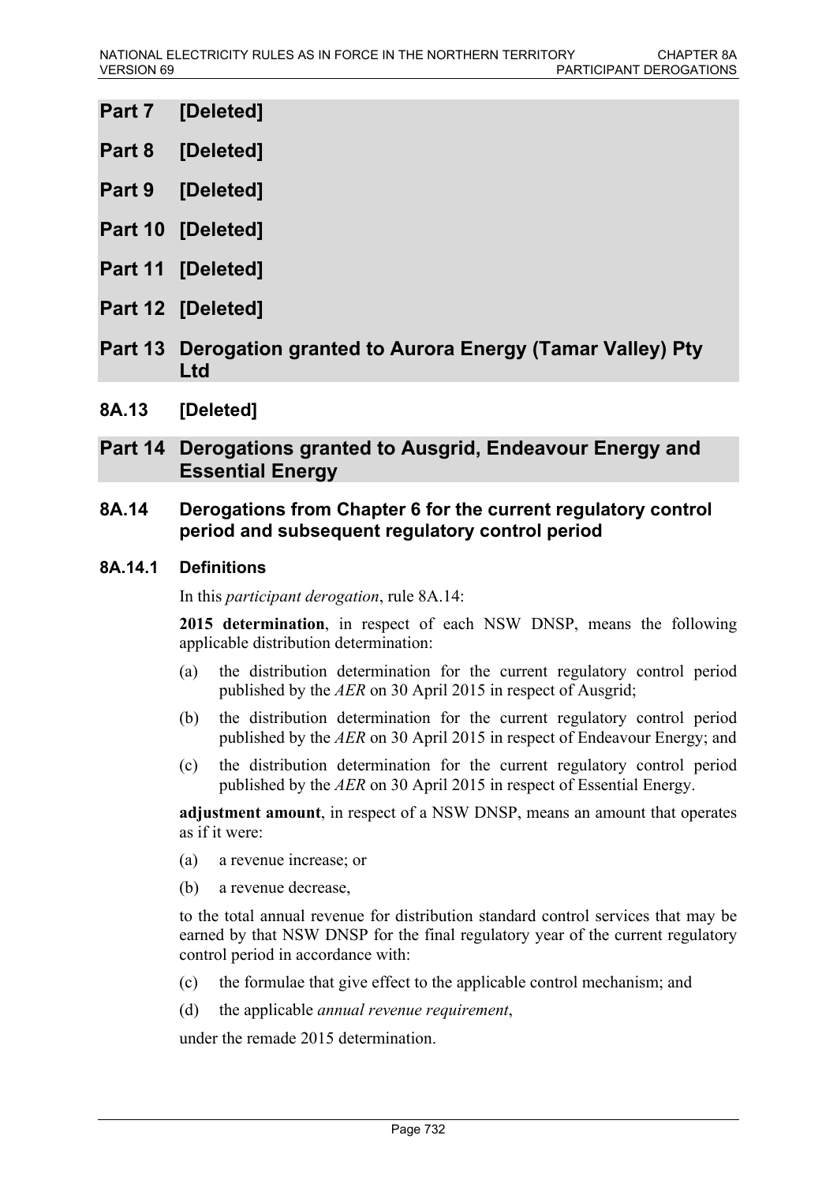## Part 7 [Deleted]

## Part 8 [Deleted]

## Part 9 [Deleted]

## Part 10 [Deleted]

## Part 11 [Deleted]

## Part 12 [Deleted]

## Part 13 Derogation granted to Aurora Energy (Tamar Valley) Pty Ltd

### 8A.13 [Deleted]

## Part 14 Derogations granted to Ausgrid, Endeavour Energy and Essential Energy

### 8A.14 Derogations from Chapter 6 for the current regulatory control period and subsequent regulatory control period

#### 8A.14.1 Definitions

In this *participant derogation*, rule 8A.14:

**2015 determination**, in respect of each NSW DNSP, means the following applicable distribution determination:

(a) the distribution determination for the current regulatory control period published by the *AER* on 30 April 2015 in respect of Ausgrid;

(b) the distribution determination for the current regulatory control period published by the *AER* on 30 April 2015 in respect of Endeavour Energy; and

(c) the distribution determination for the current regulatory control period published by the *AER* on 30 April 2015 in respect of Essential Energy.

**adjustment amount**, in respect of a NSW DNSP, means an amount that operates as if it were:

(a) a revenue increase; or

(b) a revenue decrease,

to the total annual revenue for distribution standard control services that may be earned by that NSW DNSP for the final regulatory year of the current regulatory control period in accordance with:

(c) the formulae that give effect to the applicable control mechanism; and

(d) the applicable *annual revenue requirement*,

under the remade 2015 determination.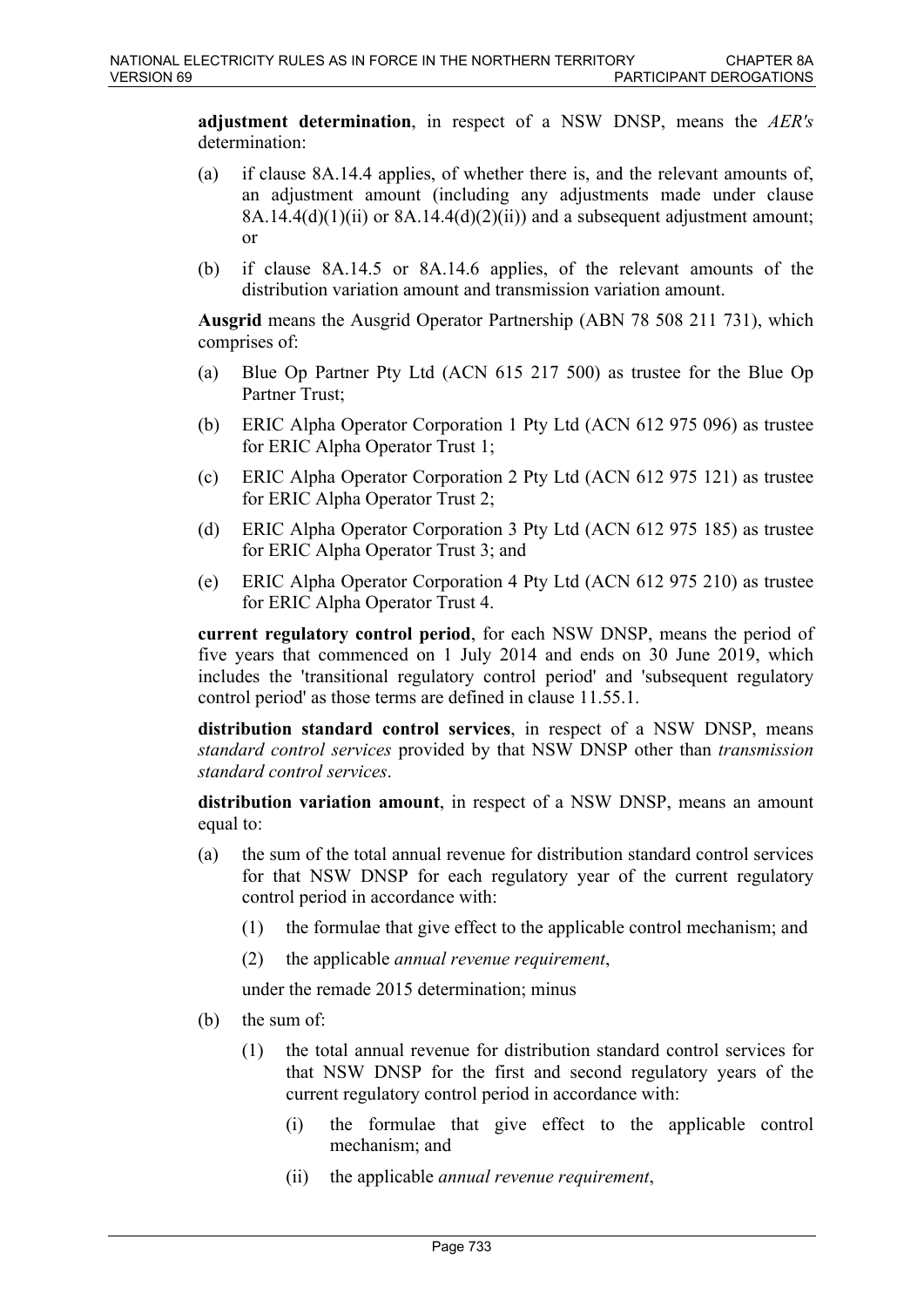**adjustment determination**, in respect of a NSW DNSP, means the *AER's* determination:

(a) if clause 8A.14.4 applies, of whether there is, and the relevant amounts of, an adjustment amount (including any adjustments made under clause 8A.14.4(d)(1)(ii) or 8A.14.4(d)(2)(ii)) and a subsequent adjustment amount; or

(b) if clause 8A.14.5 or 8A.14.6 applies, of the relevant amounts of the distribution variation amount and transmission variation amount.

**Ausgrid** means the Ausgrid Operator Partnership (ABN 78 508 211 731), which comprises of:

(a) Blue Op Partner Pty Ltd (ACN 615 217 500) as trustee for the Blue Op Partner Trust;

(b) ERIC Alpha Operator Corporation 1 Pty Ltd (ACN 612 975 096) as trustee for ERIC Alpha Operator Trust 1;

(c) ERIC Alpha Operator Corporation 2 Pty Ltd (ACN 612 975 121) as trustee for ERIC Alpha Operator Trust 2;

(d) ERIC Alpha Operator Corporation 3 Pty Ltd (ACN 612 975 185) as trustee for ERIC Alpha Operator Trust 3; and

(e) ERIC Alpha Operator Corporation 4 Pty Ltd (ACN 612 975 210) as trustee for ERIC Alpha Operator Trust 4.

**current regulatory control period**, for each NSW DNSP, means the period of five years that commenced on 1 July 2014 and ends on 30 June 2019, which includes the 'transitional regulatory control period' and 'subsequent regulatory control period' as those terms are defined in clause 11.55.1.

**distribution standard control services**, in respect of a NSW DNSP, means *standard control services* provided by that NSW DNSP other than *transmission standard control services*.

**distribution variation amount**, in respect of a NSW DNSP, means an amount equal to:

(a) the sum of the total annual revenue for distribution standard control services for that NSW DNSP for each regulatory year of the current regulatory control period in accordance with:

  (1) the formulae that give effect to the applicable control mechanism; and

  (2) the applicable *annual revenue requirement*,

  under the remade 2015 determination; minus

(b) the sum of:

  (1) the total annual revenue for distribution standard control services for that NSW DNSP for the first and second regulatory years of the current regulatory control period in accordance with:

    (i) the formulae that give effect to the applicable control mechanism; and

    (ii) the applicable *annual revenue requirement*,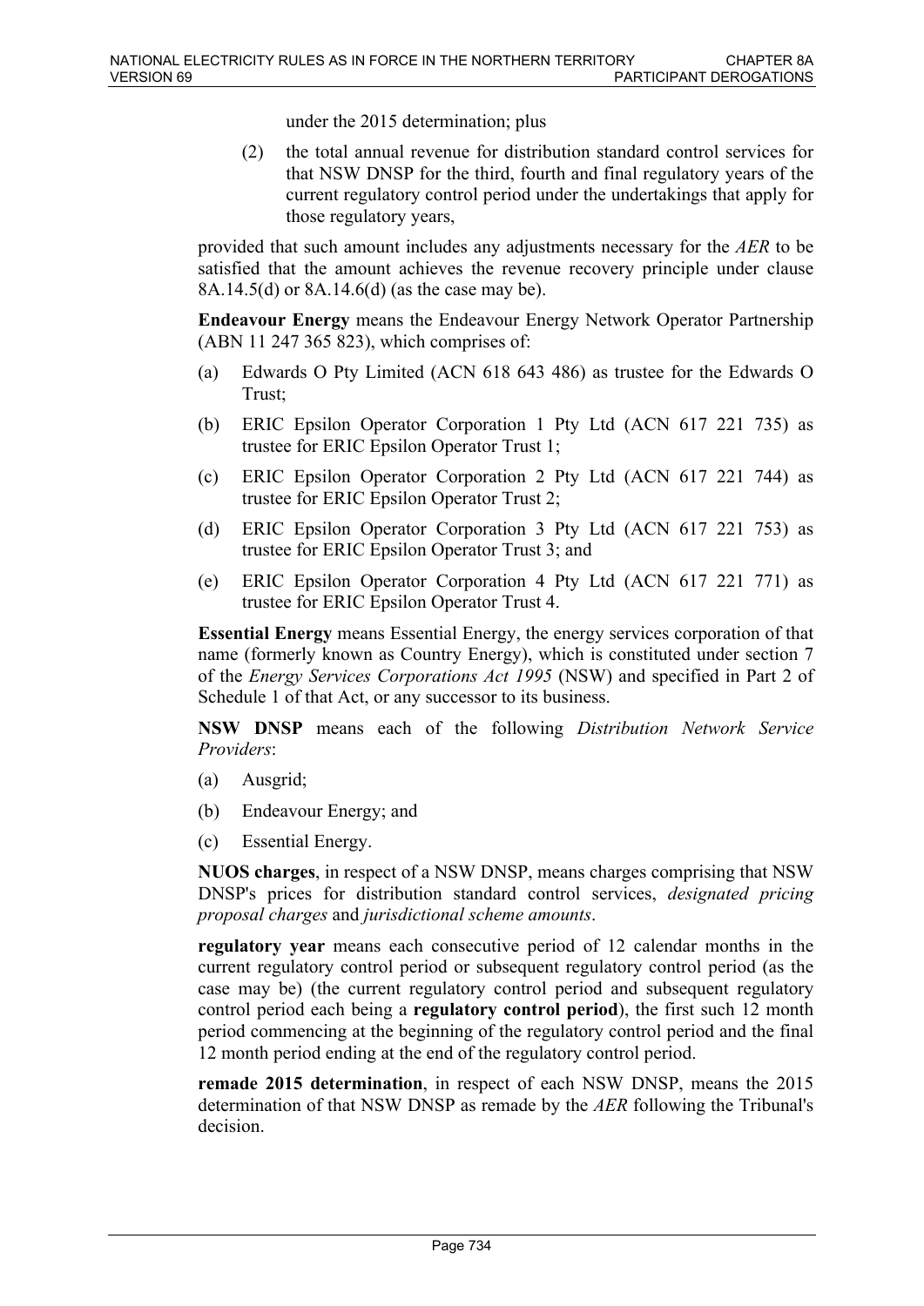under the 2015 determination; plus

(2) the total annual revenue for distribution standard control services for that NSW DNSP for the third, fourth and final regulatory years of the current regulatory control period under the undertakings that apply for those regulatory years,

provided that such amount includes any adjustments necessary for the *AER* to be satisfied that the amount achieves the revenue recovery principle under clause 8A.14.5(d) or 8A.14.6(d) (as the case may be).

**Endeavour Energy** means the Endeavour Energy Network Operator Partnership (ABN 11 247 365 823), which comprises of:

(a) Edwards O Pty Limited (ACN 618 643 486) as trustee for the Edwards O Trust;

(b) ERIC Epsilon Operator Corporation 1 Pty Ltd (ACN 617 221 735) as trustee for ERIC Epsilon Operator Trust 1;

(c) ERIC Epsilon Operator Corporation 2 Pty Ltd (ACN 617 221 744) as trustee for ERIC Epsilon Operator Trust 2;

(d) ERIC Epsilon Operator Corporation 3 Pty Ltd (ACN 617 221 753) as trustee for ERIC Epsilon Operator Trust 3; and

(e) ERIC Epsilon Operator Corporation 4 Pty Ltd (ACN 617 221 771) as trustee for ERIC Epsilon Operator Trust 4.

**Essential Energy** means Essential Energy, the energy services corporation of that name (formerly known as Country Energy), which is constituted under section 7 of the *Energy Services Corporations Act 1995* (NSW) and specified in Part 2 of Schedule 1 of that Act, or any successor to its business.

**NSW DNSP** means each of the following *Distribution Network Service Providers*:

(a) Ausgrid;

(b) Endeavour Energy; and

(c) Essential Energy.

**NUOS charges**, in respect of a NSW DNSP, means charges comprising that NSW DNSP's prices for distribution standard control services, *designated pricing proposal charges* and *jurisdictional scheme amounts*.

**regulatory year** means each consecutive period of 12 calendar months in the current regulatory control period or subsequent regulatory control period (as the case may be) (the current regulatory control period and subsequent regulatory control period each being a **regulatory control period**), the first such 12 month period commencing at the beginning of the regulatory control period and the final 12 month period ending at the end of the regulatory control period.

**remade 2015 determination**, in respect of each NSW DNSP, means the 2015 determination of that NSW DNSP as remade by the *AER* following the Tribunal's decision.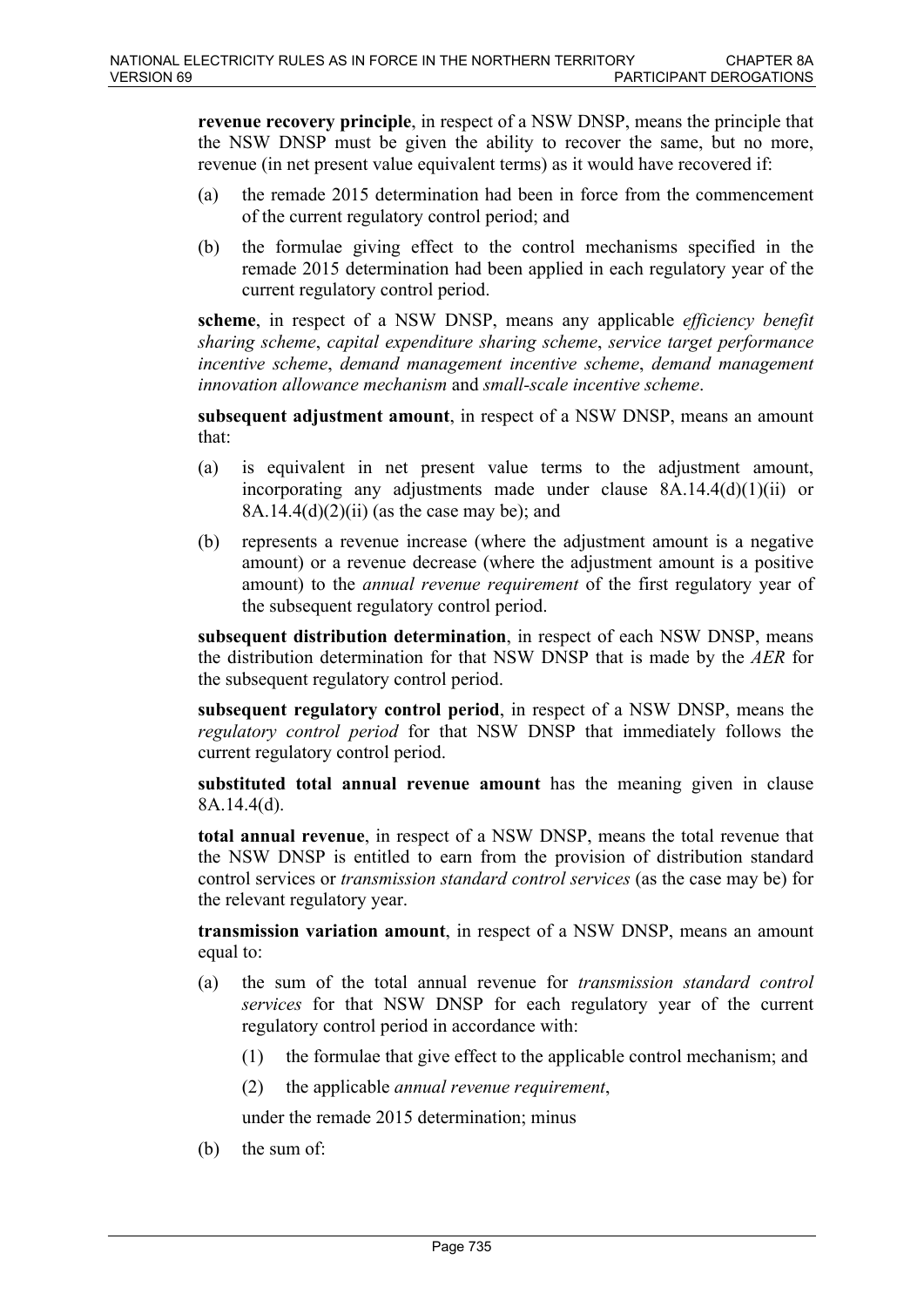**revenue recovery principle**, in respect of a NSW DNSP, means the principle that the NSW DNSP must be given the ability to recover the same, but no more, revenue (in net present value equivalent terms) as it would have recovered if:

(a) the remade 2015 determination had been in force from the commencement of the current regulatory control period; and

(b) the formulae giving effect to the control mechanisms specified in the remade 2015 determination had been applied in each regulatory year of the current regulatory control period.

**scheme**, in respect of a NSW DNSP, means any applicable *efficiency benefit sharing scheme*, *capital expenditure sharing scheme*, *service target performance incentive scheme*, *demand management incentive scheme*, *demand management innovation allowance mechanism* and *small-scale incentive scheme*.

**subsequent adjustment amount**, in respect of a NSW DNSP, means an amount that:

(a) is equivalent in net present value terms to the adjustment amount, incorporating any adjustments made under clause 8A.14.4(d)(1)(ii) or 8A.14.4(d)(2)(ii) (as the case may be); and

(b) represents a revenue increase (where the adjustment amount is a negative amount) or a revenue decrease (where the adjustment amount is a positive amount) to the *annual revenue requirement* of the first regulatory year of the subsequent regulatory control period.

**subsequent distribution determination**, in respect of each NSW DNSP, means the distribution determination for that NSW DNSP that is made by the *AER* for the subsequent regulatory control period.

**subsequent regulatory control period**, in respect of a NSW DNSP, means the *regulatory control period* for that NSW DNSP that immediately follows the current regulatory control period.

**substituted total annual revenue amount** has the meaning given in clause 8A.14.4(d).

**total annual revenue**, in respect of a NSW DNSP, means the total revenue that the NSW DNSP is entitled to earn from the provision of distribution standard control services or *transmission standard control services* (as the case may be) for the relevant regulatory year.

**transmission variation amount**, in respect of a NSW DNSP, means an amount equal to:

(a) the sum of the total annual revenue for *transmission standard control services* for that NSW DNSP for each regulatory year of the current regulatory control period in accordance with:

   (1) the formulae that give effect to the applicable control mechanism; and

   (2) the applicable *annual revenue requirement*,

   under the remade 2015 determination; minus

(b) the sum of: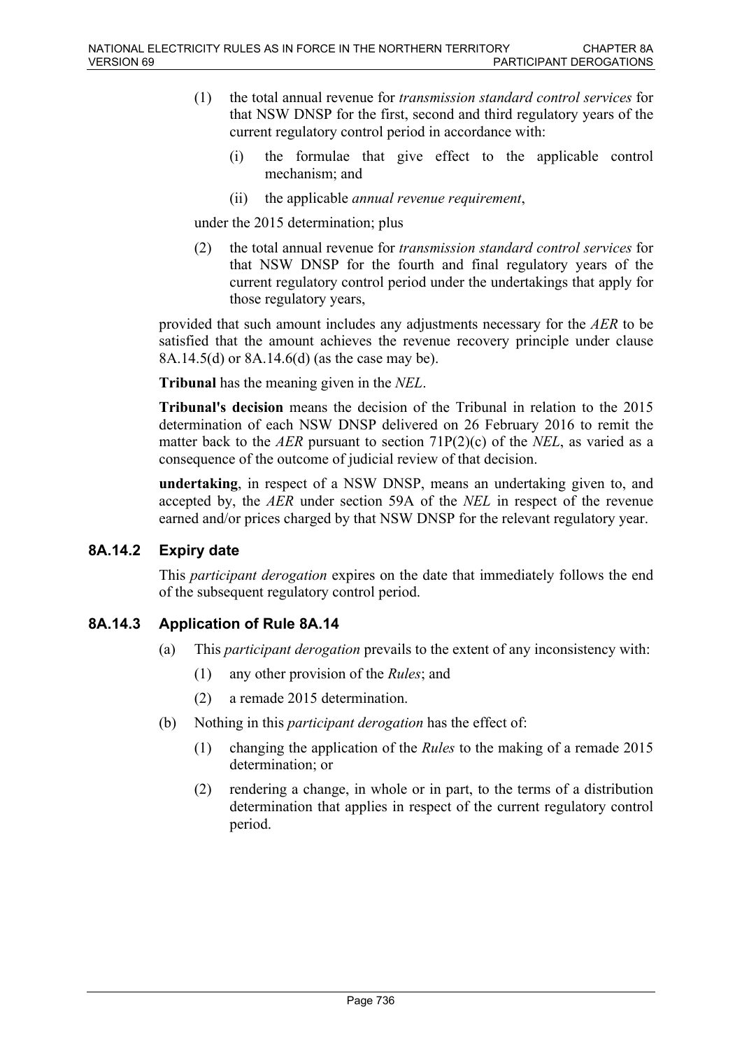(1) the total annual revenue for *transmission standard control services* for that NSW DNSP for the first, second and third regulatory years of the current regulatory control period in accordance with:

   (i) the formulae that give effect to the applicable control mechanism; and

   (ii) the applicable *annual revenue requirement*,

under the 2015 determination; plus

(2) the total annual revenue for *transmission standard control services* for that NSW DNSP for the fourth and final regulatory years of the current regulatory control period under the undertakings that apply for those regulatory years,

provided that such amount includes any adjustments necessary for the *AER* to be satisfied that the amount achieves the revenue recovery principle under clause 8A.14.5(d) or 8A.14.6(d) (as the case may be).

**Tribunal** has the meaning given in the *NEL*.

**Tribunal's decision** means the decision of the Tribunal in relation to the 2015 determination of each NSW DNSP delivered on 26 February 2016 to remit the matter back to the *AER* pursuant to section 71P(2)(c) of the *NEL*, as varied as a consequence of the outcome of judicial review of that decision.

**undertaking**, in respect of a NSW DNSP, means an undertaking given to, and accepted by, the *AER* under section 59A of the *NEL* in respect of the revenue earned and/or prices charged by that NSW DNSP for the relevant regulatory year.

### 8A.14.2 Expiry date

This *participant derogation* expires on the date that immediately follows the end of the subsequent regulatory control period.

### 8A.14.3 Application of Rule 8A.14

(a) This *participant derogation* prevails to the extent of any inconsistency with:

   (1) any other provision of the *Rules*; and

   (2) a remade 2015 determination.

(b) Nothing in this *participant derogation* has the effect of:

   (1) changing the application of the *Rules* to the making of a remade 2015 determination; or

   (2) rendering a change, in whole or in part, to the terms of a distribution determination that applies in respect of the current regulatory control period.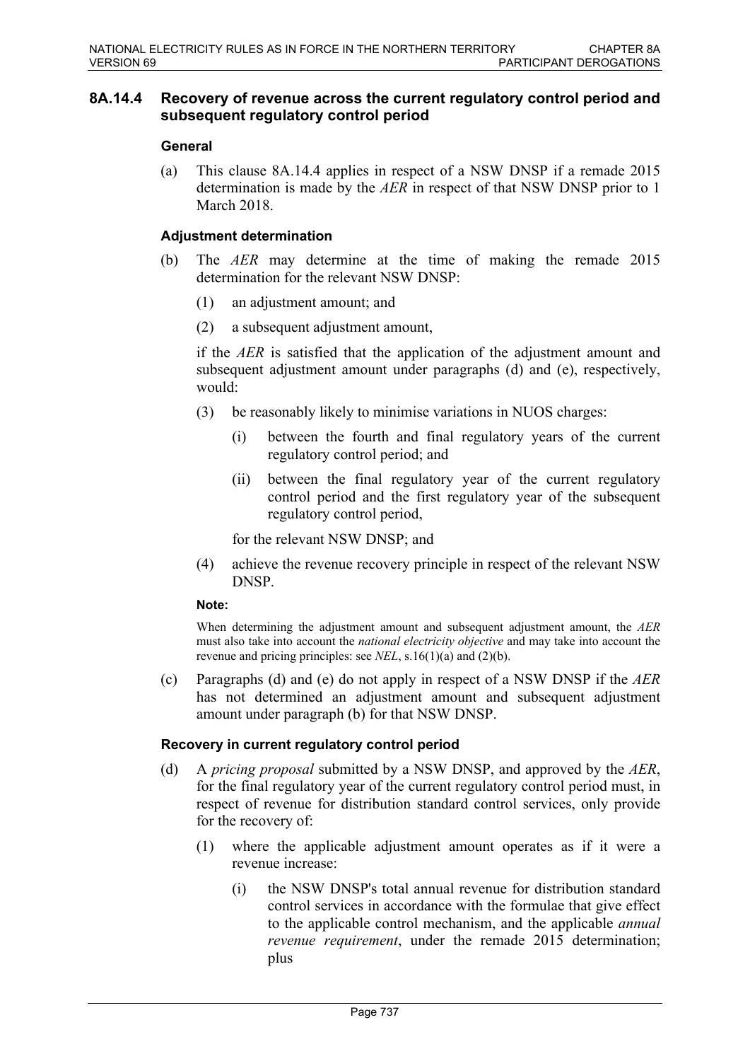### 8A.14.4 Recovery of revenue across the current regulatory control period and subsequent regulatory control period

#### General

(a) This clause 8A.14.4 applies in respect of a NSW DNSP if a remade 2015 determination is made by the *AER* in respect of that NSW DNSP prior to 1 March 2018.

#### Adjustment determination

(b) The *AER* may determine at the time of making the remade 2015 determination for the relevant NSW DNSP:

(1) an adjustment amount; and

(2) a subsequent adjustment amount,

if the *AER* is satisfied that the application of the adjustment amount and subsequent adjustment amount under paragraphs (d) and (e), respectively, would:

(3) be reasonably likely to minimise variations in NUOS charges:

(i) between the fourth and final regulatory years of the current regulatory control period; and

(ii) between the final regulatory year of the current regulatory control period and the first regulatory year of the subsequent regulatory control period,

for the relevant NSW DNSP; and

(4) achieve the revenue recovery principle in respect of the relevant NSW DNSP.

**Note:**

When determining the adjustment amount and subsequent adjustment amount, the *AER* must also take into account the *national electricity objective* and may take into account the revenue and pricing principles: see *NEL*, s.16(1)(a) and (2)(b).

(c) Paragraphs (d) and (e) do not apply in respect of a NSW DNSP if the *AER* has not determined an adjustment amount and subsequent adjustment amount under paragraph (b) for that NSW DNSP.

#### Recovery in current regulatory control period

(d) A *pricing proposal* submitted by a NSW DNSP, and approved by the *AER*, for the final regulatory year of the current regulatory control period must, in respect of revenue for distribution standard control services, only provide for the recovery of:

(1) where the applicable adjustment amount operates as if it were a revenue increase:

(i) the NSW DNSP's total annual revenue for distribution standard control services in accordance with the formulae that give effect to the applicable control mechanism, and the applicable *annual revenue requirement*, under the remade 2015 determination; plus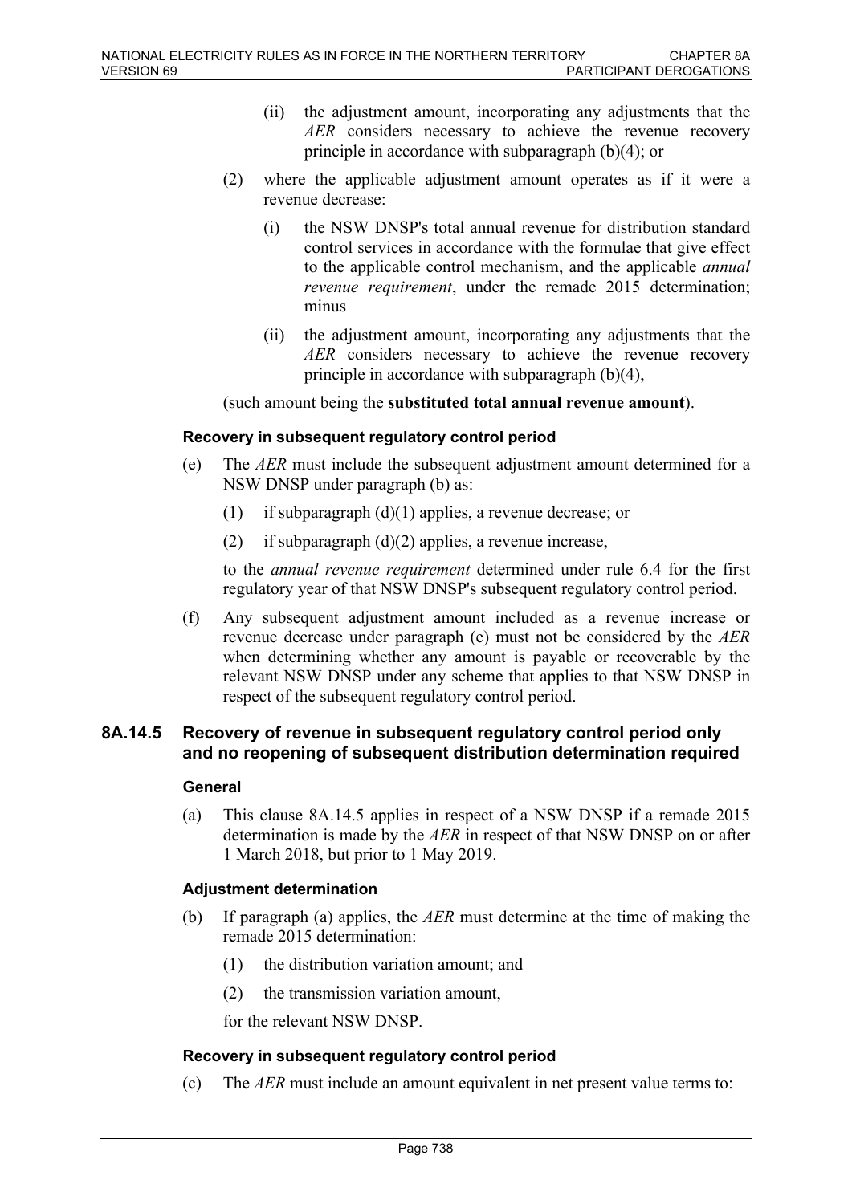(ii) the adjustment amount, incorporating any adjustments that the *AER* considers necessary to achieve the revenue recovery principle in accordance with subparagraph (b)(4); or

(2) where the applicable adjustment amount operates as if it were a revenue decrease:

(i) the NSW DNSP's total annual revenue for distribution standard control services in accordance with the formulae that give effect to the applicable control mechanism, and the applicable *annual revenue requirement*, under the remade 2015 determination; minus

(ii) the adjustment amount, incorporating any adjustments that the *AER* considers necessary to achieve the revenue recovery principle in accordance with subparagraph (b)(4),

(such amount being the **substituted total annual revenue amount**).

#### Recovery in subsequent regulatory control period

(e) The *AER* must include the subsequent adjustment amount determined for a NSW DNSP under paragraph (b) as:

(1) if subparagraph (d)(1) applies, a revenue decrease; or

(2) if subparagraph (d)(2) applies, a revenue increase,

to the *annual revenue requirement* determined under rule 6.4 for the first regulatory year of that NSW DNSP's subsequent regulatory control period.

(f) Any subsequent adjustment amount included as a revenue increase or revenue decrease under paragraph (e) must not be considered by the *AER* when determining whether any amount is payable or recoverable by the relevant NSW DNSP under any scheme that applies to that NSW DNSP in respect of the subsequent regulatory control period.

### 8A.14.5 Recovery of revenue in subsequent regulatory control period only and no reopening of subsequent distribution determination required

#### General

(a) This clause 8A.14.5 applies in respect of a NSW DNSP if a remade 2015 determination is made by the *AER* in respect of that NSW DNSP on or after 1 March 2018, but prior to 1 May 2019.

#### Adjustment determination

(b) If paragraph (a) applies, the *AER* must determine at the time of making the remade 2015 determination:

(1) the distribution variation amount; and

(2) the transmission variation amount,

for the relevant NSW DNSP.

#### Recovery in subsequent regulatory control period

(c) The *AER* must include an amount equivalent in net present value terms to: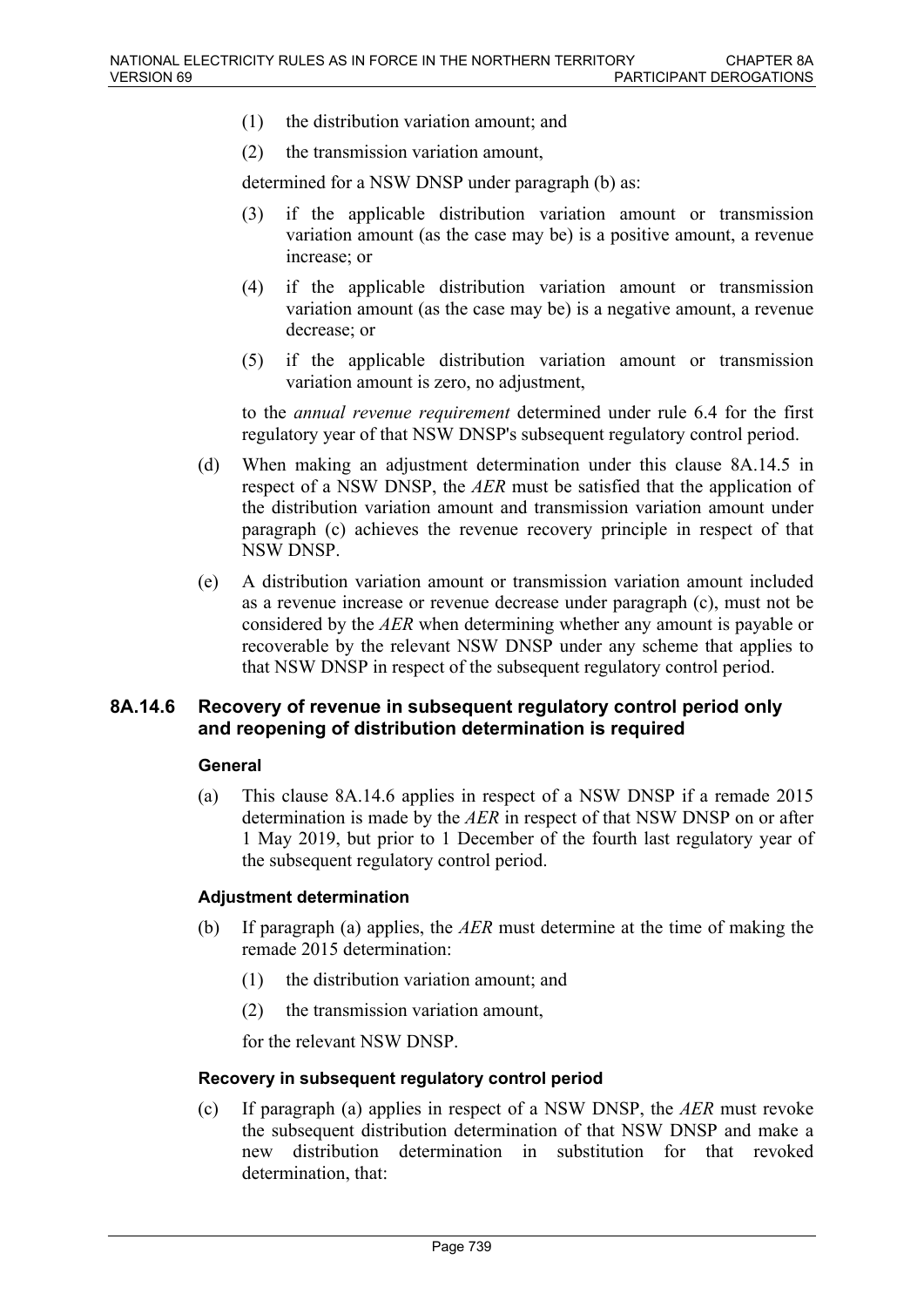(1) the distribution variation amount; and

(2) the transmission variation amount,

determined for a NSW DNSP under paragraph (b) as:

(3) if the applicable distribution variation amount or transmission variation amount (as the case may be) is a positive amount, a revenue increase; or

(4) if the applicable distribution variation amount or transmission variation amount (as the case may be) is a negative amount, a revenue decrease; or

(5) if the applicable distribution variation amount or transmission variation amount is zero, no adjustment,

to the *annual revenue requirement* determined under rule 6.4 for the first regulatory year of that NSW DNSP's subsequent regulatory control period.

(d) When making an adjustment determination under this clause 8A.14.5 in respect of a NSW DNSP, the *AER* must be satisfied that the application of the distribution variation amount and transmission variation amount under paragraph (c) achieves the revenue recovery principle in respect of that NSW DNSP.

(e) A distribution variation amount or transmission variation amount included as a revenue increase or revenue decrease under paragraph (c), must not be considered by the *AER* when determining whether any amount is payable or recoverable by the relevant NSW DNSP under any scheme that applies to that NSW DNSP in respect of the subsequent regulatory control period.

### 8A.14.6 Recovery of revenue in subsequent regulatory control period only and reopening of distribution determination is required

#### General

(a) This clause 8A.14.6 applies in respect of a NSW DNSP if a remade 2015 determination is made by the *AER* in respect of that NSW DNSP on or after 1 May 2019, but prior to 1 December of the fourth last regulatory year of the subsequent regulatory control period.

#### Adjustment determination

(b) If paragraph (a) applies, the *AER* must determine at the time of making the remade 2015 determination:

(1) the distribution variation amount; and

(2) the transmission variation amount,

for the relevant NSW DNSP.

#### Recovery in subsequent regulatory control period

(c) If paragraph (a) applies in respect of a NSW DNSP, the *AER* must revoke the subsequent distribution determination of that NSW DNSP and make a new distribution determination in substitution for that revoked determination, that: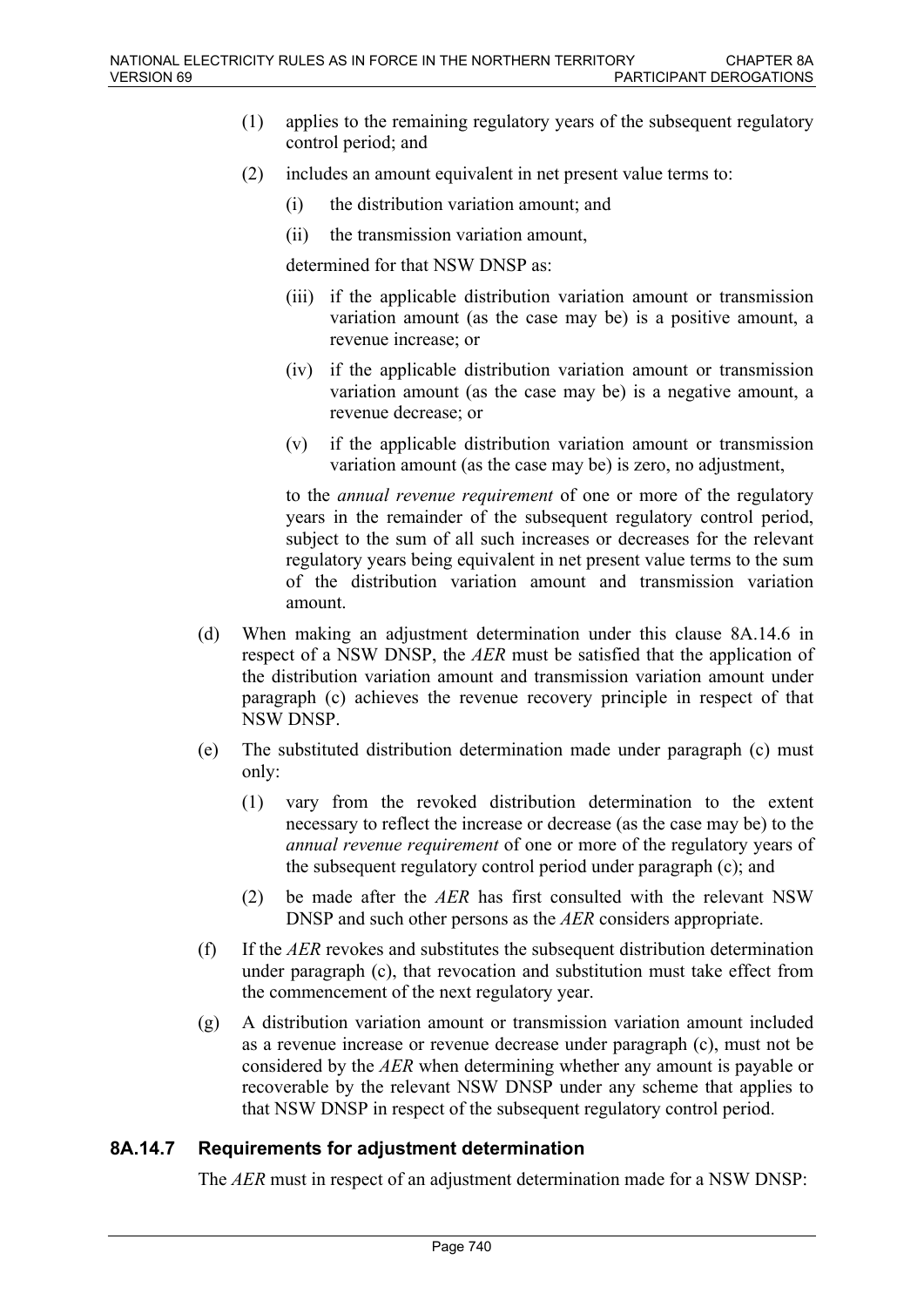(1) applies to the remaining regulatory years of the subsequent regulatory control period; and

(2) includes an amount equivalent in net present value terms to:

(i) the distribution variation amount; and

(ii) the transmission variation amount,

determined for that NSW DNSP as:

(iii) if the applicable distribution variation amount or transmission variation amount (as the case may be) is a positive amount, a revenue increase; or

(iv) if the applicable distribution variation amount or transmission variation amount (as the case may be) is a negative amount, a revenue decrease; or

(v) if the applicable distribution variation amount or transmission variation amount (as the case may be) is zero, no adjustment,

to the *annual revenue requirement* of one or more of the regulatory years in the remainder of the subsequent regulatory control period, subject to the sum of all such increases or decreases for the relevant regulatory years being equivalent in net present value terms to the sum of the distribution variation amount and transmission variation amount.

(d) When making an adjustment determination under this clause 8A.14.6 in respect of a NSW DNSP, the *AER* must be satisfied that the application of the distribution variation amount and transmission variation amount under paragraph (c) achieves the revenue recovery principle in respect of that NSW DNSP.

(e) The substituted distribution determination made under paragraph (c) must only:

(1) vary from the revoked distribution determination to the extent necessary to reflect the increase or decrease (as the case may be) to the *annual revenue requirement* of one or more of the regulatory years of the subsequent regulatory control period under paragraph (c); and

(2) be made after the *AER* has first consulted with the relevant NSW DNSP and such other persons as the *AER* considers appropriate.

(f) If the *AER* revokes and substitutes the subsequent distribution determination under paragraph (c), that revocation and substitution must take effect from the commencement of the next regulatory year.

(g) A distribution variation amount or transmission variation amount included as a revenue increase or revenue decrease under paragraph (c), must not be considered by the *AER* when determining whether any amount is payable or recoverable by the relevant NSW DNSP under any scheme that applies to that NSW DNSP in respect of the subsequent regulatory control period.

### 8A.14.7 Requirements for adjustment determination

The *AER* must in respect of an adjustment determination made for a NSW DNSP: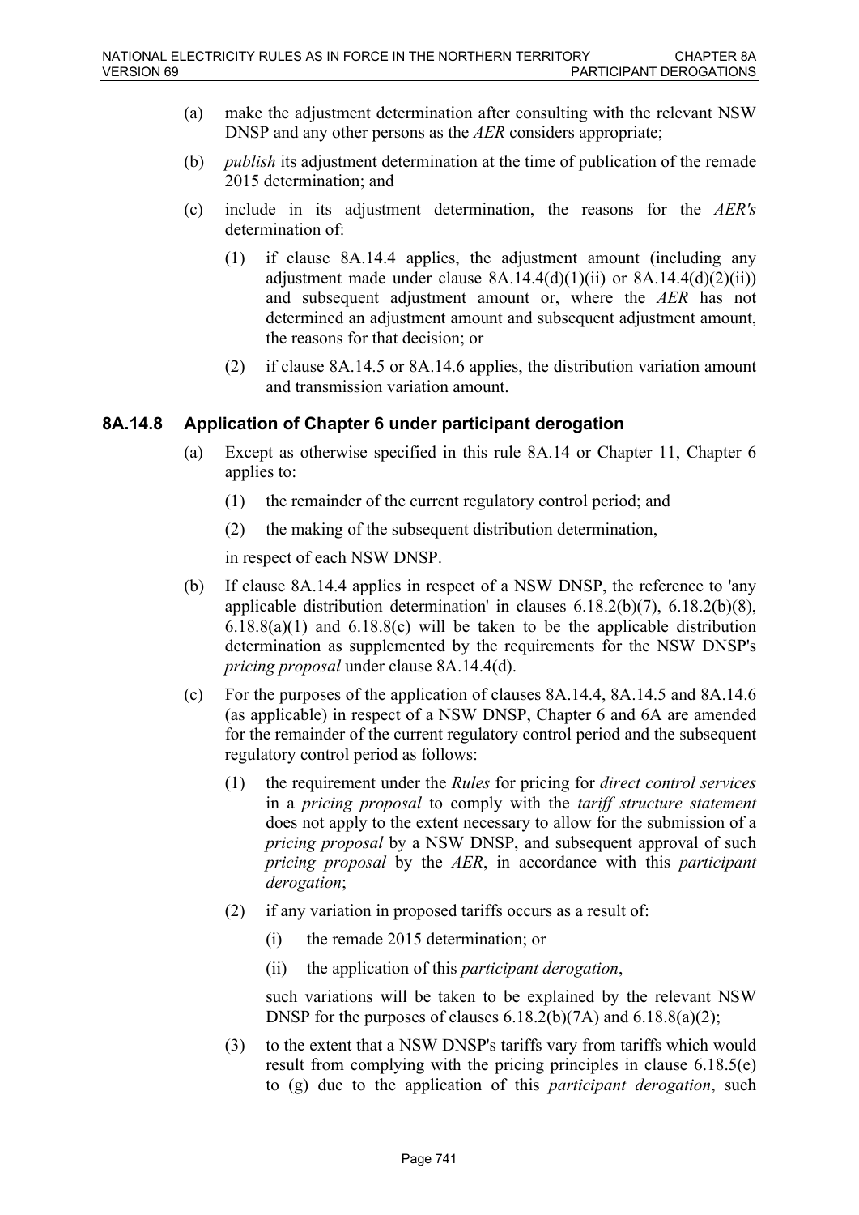(a) make the adjustment determination after consulting with the relevant NSW DNSP and any other persons as the *AER* considers appropriate;

(b) *publish* its adjustment determination at the time of publication of the remade 2015 determination; and

(c) include in its adjustment determination, the reasons for the *AER's* determination of:

   (1) if clause 8A.14.4 applies, the adjustment amount (including any adjustment made under clause 8A.14.4(d)(1)(ii) or 8A.14.4(d)(2)(ii)) and subsequent adjustment amount or, where the *AER* has not determined an adjustment amount and subsequent adjustment amount, the reasons for that decision; or

   (2) if clause 8A.14.5 or 8A.14.6 applies, the distribution variation amount and transmission variation amount.

### 8A.14.8 Application of Chapter 6 under participant derogation

(a) Except as otherwise specified in this rule 8A.14 or Chapter 11, Chapter 6 applies to:

   (1) the remainder of the current regulatory control period; and

   (2) the making of the subsequent distribution determination,

   in respect of each NSW DNSP.

(b) If clause 8A.14.4 applies in respect of a NSW DNSP, the reference to 'any applicable distribution determination' in clauses 6.18.2(b)(7), 6.18.2(b)(8), 6.18.8(a)(1) and 6.18.8(c) will be taken to be the applicable distribution determination as supplemented by the requirements for the NSW DNSP's *pricing proposal* under clause 8A.14.4(d).

(c) For the purposes of the application of clauses 8A.14.4, 8A.14.5 and 8A.14.6 (as applicable) in respect of a NSW DNSP, Chapter 6 and 6A are amended for the remainder of the current regulatory control period and the subsequent regulatory control period as follows:

   (1) the requirement under the *Rules* for pricing for *direct control services* in a *pricing proposal* to comply with the *tariff structure statement* does not apply to the extent necessary to allow for the submission of a *pricing proposal* by a NSW DNSP, and subsequent approval of such *pricing proposal* by the *AER*, in accordance with this *participant derogation*;

   (2) if any variation in proposed tariffs occurs as a result of:

      (i) the remade 2015 determination; or

      (ii) the application of this *participant derogation*,

   such variations will be taken to be explained by the relevant NSW DNSP for the purposes of clauses 6.18.2(b)(7A) and 6.18.8(a)(2);

   (3) to the extent that a NSW DNSP's tariffs vary from tariffs which would result from complying with the pricing principles in clause 6.18.5(e) to (g) due to the application of this *participant derogation*, such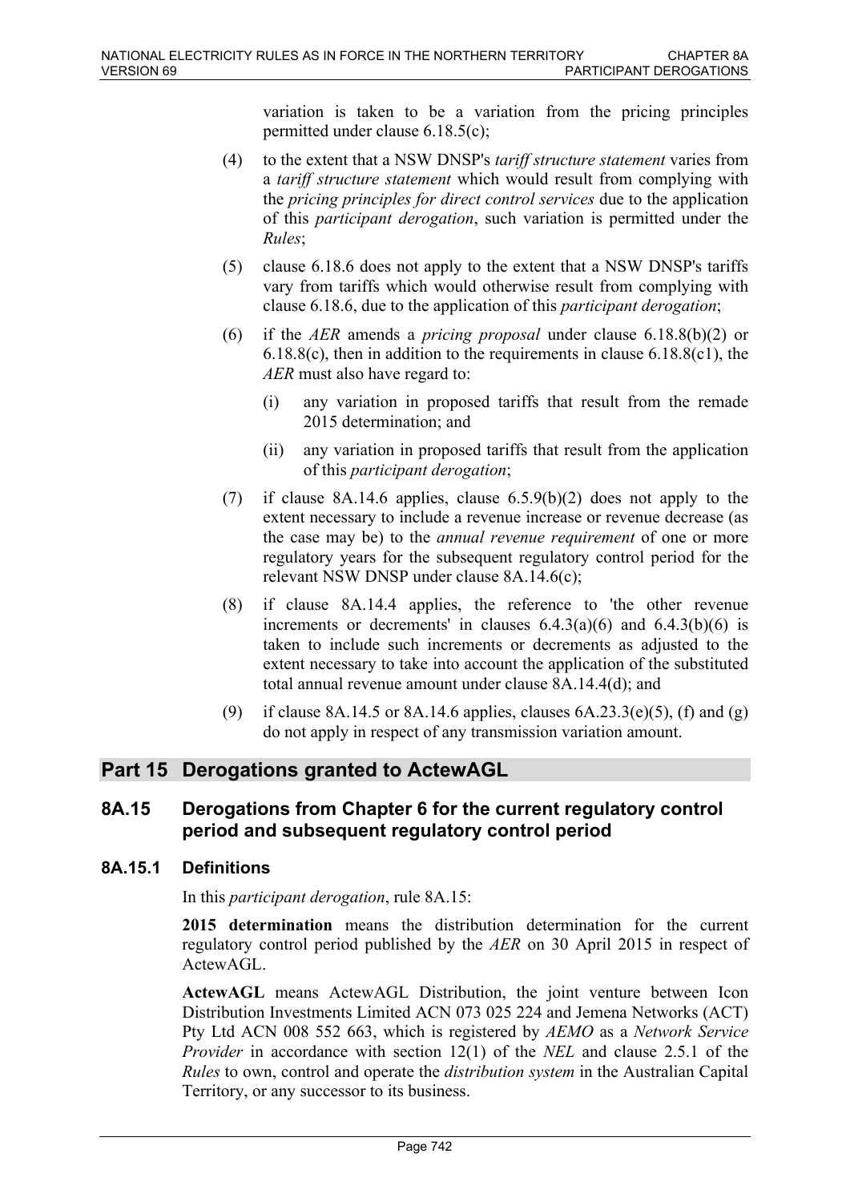variation is taken to be a variation from the pricing principles permitted under clause 6.18.5(c);

(4) to the extent that a NSW DNSP's *tariff structure statement* varies from a *tariff structure statement* which would result from complying with the *pricing principles for direct control services* due to the application of this *participant derogation*, such variation is permitted under the *Rules*;

(5) clause 6.18.6 does not apply to the extent that a NSW DNSP's tariffs vary from tariffs which would otherwise result from complying with clause 6.18.6, due to the application of this *participant derogation*;

(6) if the *AER* amends a *pricing proposal* under clause 6.18.8(b)(2) or 6.18.8(c), then in addition to the requirements in clause 6.18.8(c1), the *AER* must also have regard to:

    (i) any variation in proposed tariffs that result from the remade 2015 determination; and

    (ii) any variation in proposed tariffs that result from the application of this *participant derogation*;

(7) if clause 8A.14.6 applies, clause 6.5.9(b)(2) does not apply to the extent necessary to include a revenue increase or revenue decrease (as the case may be) to the *annual revenue requirement* of one or more regulatory years for the subsequent regulatory control period for the relevant NSW DNSP under clause 8A.14.6(c);

(8) if clause 8A.14.4 applies, the reference to 'the other revenue increments or decrements' in clauses 6.4.3(a)(6) and 6.4.3(b)(6) is taken to include such increments or decrements as adjusted to the extent necessary to take into account the application of the substituted total annual revenue amount under clause 8A.14.4(d); and

(9) if clause 8A.14.5 or 8A.14.6 applies, clauses 6A.23.3(e)(5), (f) and (g) do not apply in respect of any transmission variation amount.

## Part 15 Derogations granted to ActewAGL

### 8A.15 Derogations from Chapter 6 for the current regulatory control period and subsequent regulatory control period

#### 8A.15.1 Definitions

In this *participant derogation*, rule 8A.15:

**2015 determination** means the distribution determination for the current regulatory control period published by the *AER* on 30 April 2015 in respect of ActewAGL.

**ActewAGL** means ActewAGL Distribution, the joint venture between Icon Distribution Investments Limited ACN 073 025 224 and Jemena Networks (ACT) Pty Ltd ACN 008 552 663, which is registered by *AEMO* as a *Network Service Provider* in accordance with section 12(1) of the *NEL* and clause 2.5.1 of the *Rules* to own, control and operate the *distribution system* in the Australian Capital Territory, or any successor to its business.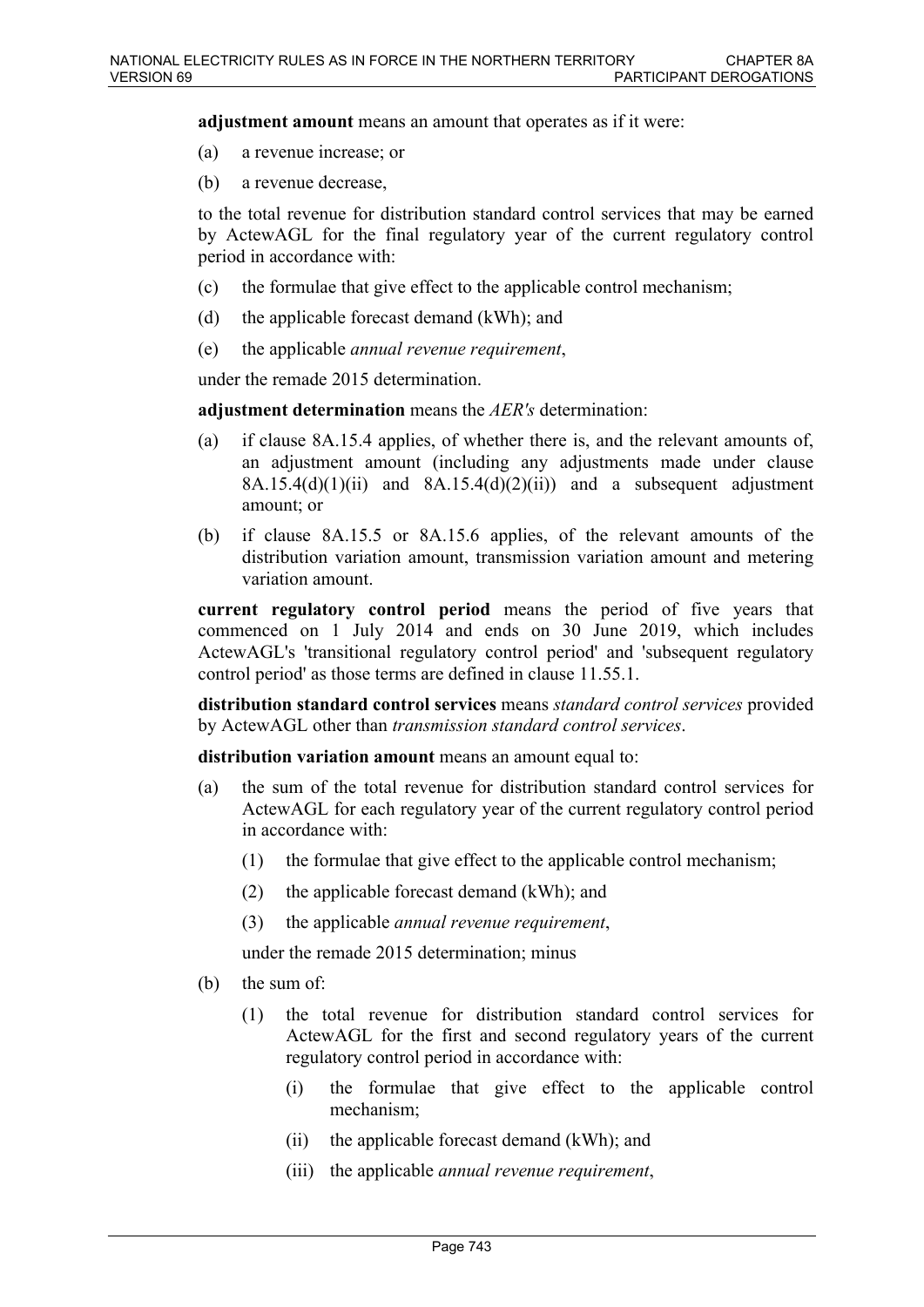**adjustment amount** means an amount that operates as if it were:

(a) a revenue increase; or

(b) a revenue decrease,

to the total revenue for distribution standard control services that may be earned by ActewAGL for the final regulatory year of the current regulatory control period in accordance with:

(c) the formulae that give effect to the applicable control mechanism;

(d) the applicable forecast demand (kWh); and

(e) the applicable *annual revenue requirement*,

under the remade 2015 determination.

**adjustment determination** means the *AER's* determination:

(a) if clause 8A.15.4 applies, of whether there is, and the relevant amounts of, an adjustment amount (including any adjustments made under clause 8A.15.4(d)(1)(ii) and 8A.15.4(d)(2)(ii)) and a subsequent adjustment amount; or

(b) if clause 8A.15.5 or 8A.15.6 applies, of the relevant amounts of the distribution variation amount, transmission variation amount and metering variation amount.

**current regulatory control period** means the period of five years that commenced on 1 July 2014 and ends on 30 June 2019, which includes ActewAGL's 'transitional regulatory control period' and 'subsequent regulatory control period' as those terms are defined in clause 11.55.1.

**distribution standard control services** means *standard control services* provided by ActewAGL other than *transmission standard control services*.

**distribution variation amount** means an amount equal to:

(a) the sum of the total revenue for distribution standard control services for ActewAGL for each regulatory year of the current regulatory control period in accordance with:

  (1) the formulae that give effect to the applicable control mechanism;

  (2) the applicable forecast demand (kWh); and

  (3) the applicable *annual revenue requirement*,

  under the remade 2015 determination; minus

(b) the sum of:

  (1) the total revenue for distribution standard control services for ActewAGL for the first and second regulatory years of the current regulatory control period in accordance with:

    (i) the formulae that give effect to the applicable control mechanism;

    (ii) the applicable forecast demand (kWh); and

    (iii) the applicable *annual revenue requirement*,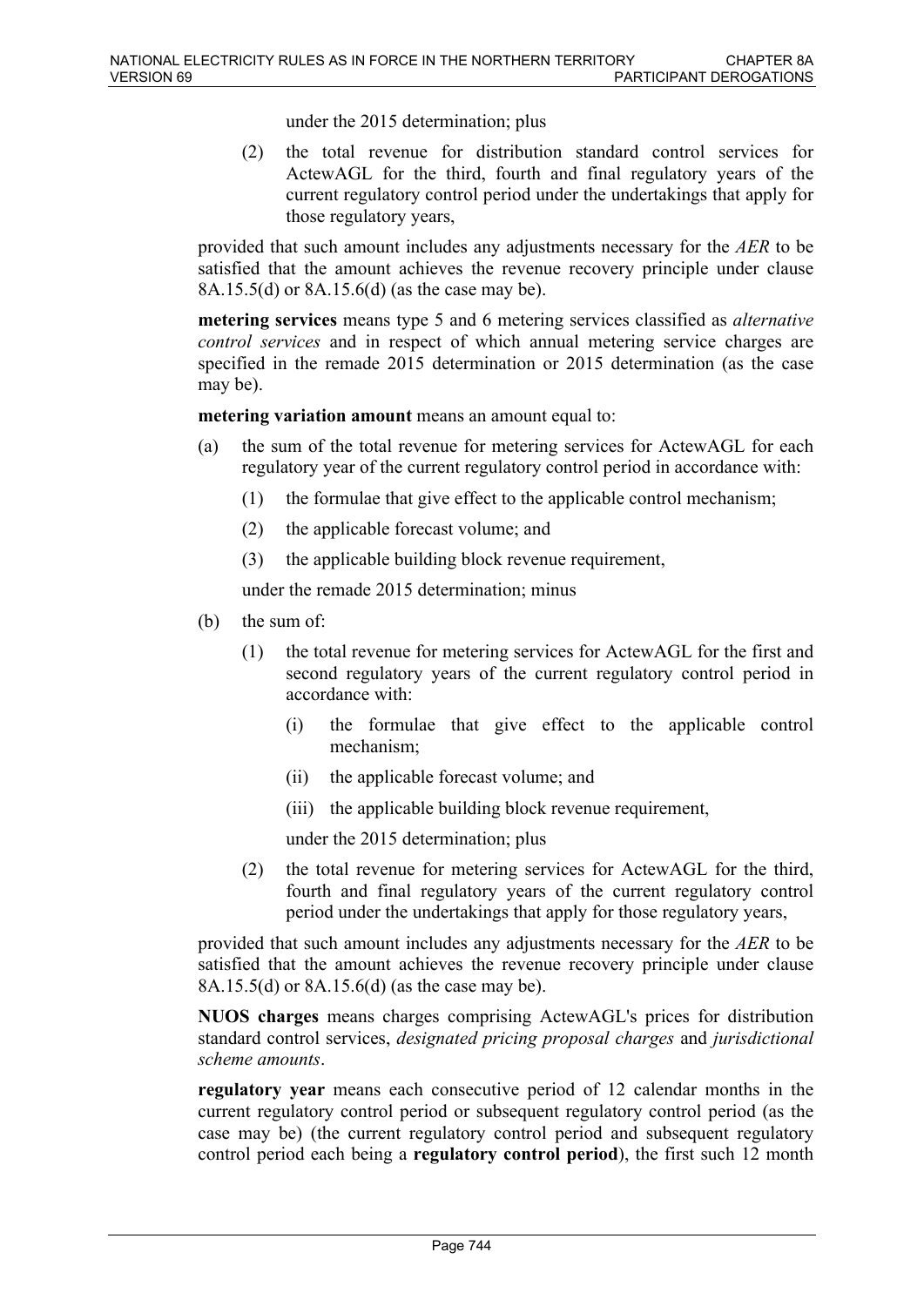under the 2015 determination; plus

(2) the total revenue for distribution standard control services for ActewAGL for the third, fourth and final regulatory years of the current regulatory control period under the undertakings that apply for those regulatory years,

provided that such amount includes any adjustments necessary for the *AER* to be satisfied that the amount achieves the revenue recovery principle under clause 8A.15.5(d) or 8A.15.6(d) (as the case may be).

**metering services** means type 5 and 6 metering services classified as *alternative control services* and in respect of which annual metering service charges are specified in the remade 2015 determination or 2015 determination (as the case may be).

**metering variation amount** means an amount equal to:

(a) the sum of the total revenue for metering services for ActewAGL for each regulatory year of the current regulatory control period in accordance with:

   (1) the formulae that give effect to the applicable control mechanism;

   (2) the applicable forecast volume; and

   (3) the applicable building block revenue requirement,

   under the remade 2015 determination; minus

(b) the sum of:

   (1) the total revenue for metering services for ActewAGL for the first and second regulatory years of the current regulatory control period in accordance with:

      (i) the formulae that give effect to the applicable control mechanism;

      (ii) the applicable forecast volume; and

      (iii) the applicable building block revenue requirement,

      under the 2015 determination; plus

   (2) the total revenue for metering services for ActewAGL for the third, fourth and final regulatory years of the current regulatory control period under the undertakings that apply for those regulatory years,

provided that such amount includes any adjustments necessary for the *AER* to be satisfied that the amount achieves the revenue recovery principle under clause 8A.15.5(d) or 8A.15.6(d) (as the case may be).

**NUOS charges** means charges comprising ActewAGL's prices for distribution standard control services, *designated pricing proposal charges* and *jurisdictional scheme amounts*.

**regulatory year** means each consecutive period of 12 calendar months in the current regulatory control period or subsequent regulatory control period (as the case may be) (the current regulatory control period and subsequent regulatory control period each being a **regulatory control period**), the first such 12 month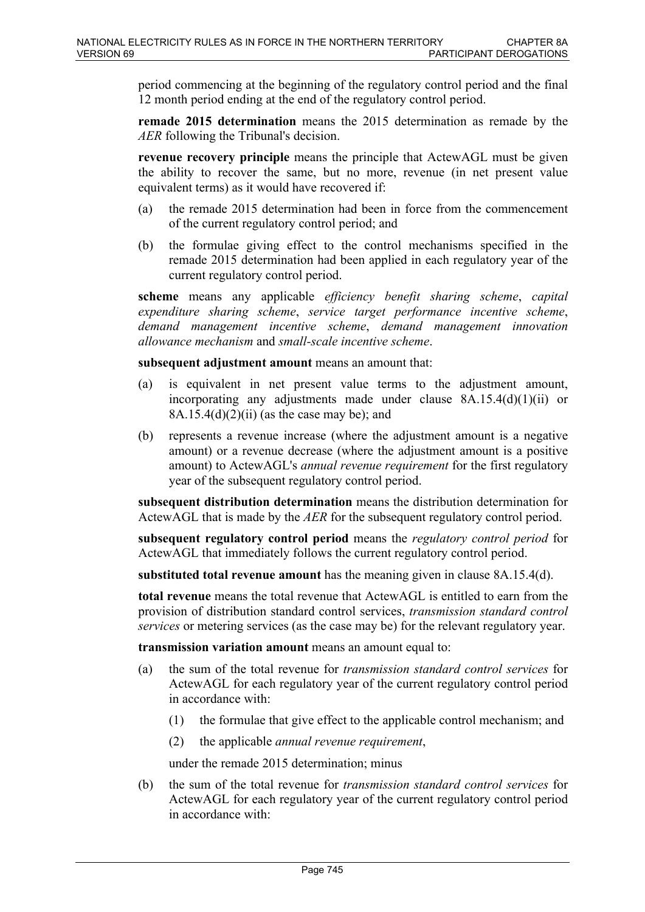period commencing at the beginning of the regulatory control period and the final 12 month period ending at the end of the regulatory control period.

**remade 2015 determination** means the 2015 determination as remade by the *AER* following the Tribunal's decision.

**revenue recovery principle** means the principle that ActewAGL must be given the ability to recover the same, but no more, revenue (in net present value equivalent terms) as it would have recovered if:

(a) the remade 2015 determination had been in force from the commencement of the current regulatory control period; and

(b) the formulae giving effect to the control mechanisms specified in the remade 2015 determination had been applied in each regulatory year of the current regulatory control period.

**scheme** means any applicable *efficiency benefit sharing scheme*, *capital expenditure sharing scheme*, *service target performance incentive scheme*, *demand management incentive scheme*, *demand management innovation allowance mechanism* and *small-scale incentive scheme*.

**subsequent adjustment amount** means an amount that:

(a) is equivalent in net present value terms to the adjustment amount, incorporating any adjustments made under clause 8A.15.4(d)(1)(ii) or 8A.15.4(d)(2)(ii) (as the case may be); and

(b) represents a revenue increase (where the adjustment amount is a negative amount) or a revenue decrease (where the adjustment amount is a positive amount) to ActewAGL's *annual revenue requirement* for the first regulatory year of the subsequent regulatory control period.

**subsequent distribution determination** means the distribution determination for ActewAGL that is made by the *AER* for the subsequent regulatory control period.

**subsequent regulatory control period** means the *regulatory control period* for ActewAGL that immediately follows the current regulatory control period.

**substituted total revenue amount** has the meaning given in clause 8A.15.4(d).

**total revenue** means the total revenue that ActewAGL is entitled to earn from the provision of distribution standard control services, *transmission standard control services* or metering services (as the case may be) for the relevant regulatory year.

**transmission variation amount** means an amount equal to:

(a) the sum of the total revenue for *transmission standard control services* for ActewAGL for each regulatory year of the current regulatory control period in accordance with:

(1) the formulae that give effect to the applicable control mechanism; and

(2) the applicable *annual revenue requirement*,

under the remade 2015 determination; minus

(b) the sum of the total revenue for *transmission standard control services* for ActewAGL for each regulatory year of the current regulatory control period in accordance with: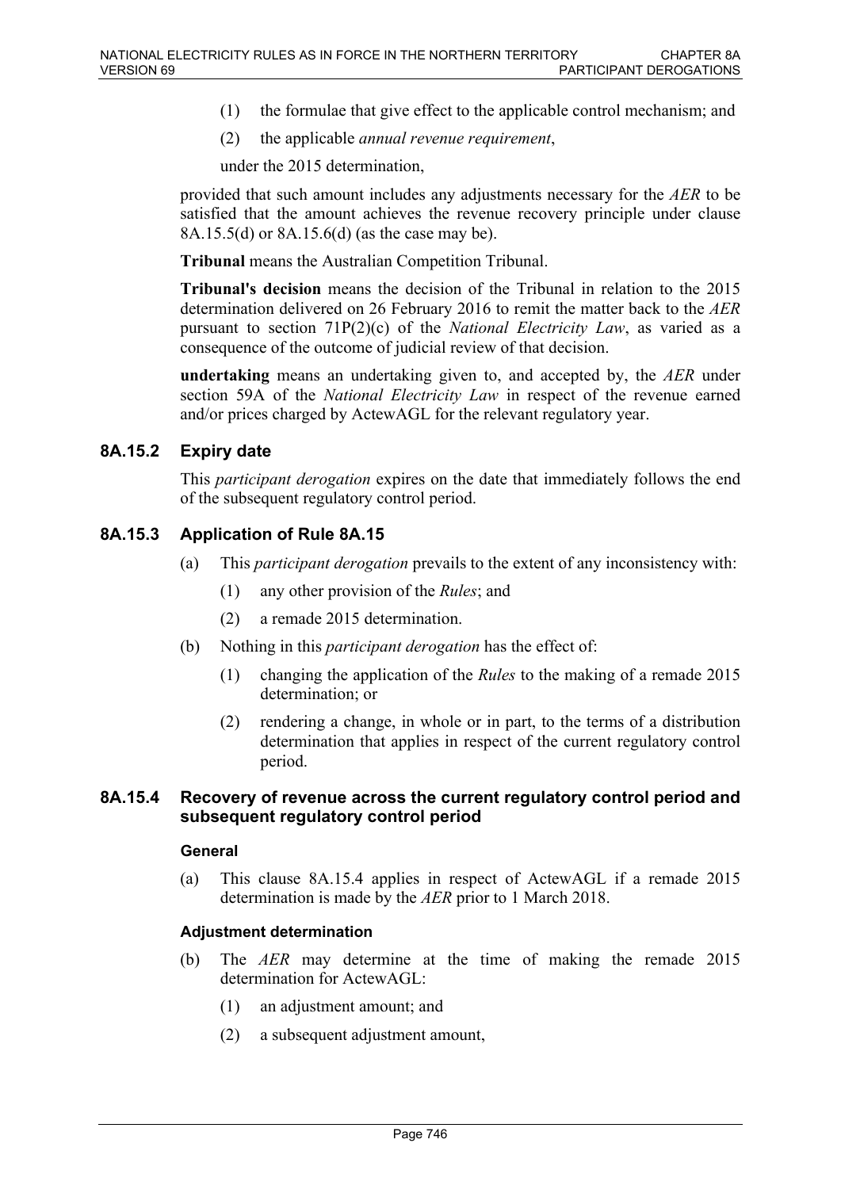(1) the formulae that give effect to the applicable control mechanism; and

(2) the applicable *annual revenue requirement*,

under the 2015 determination,

provided that such amount includes any adjustments necessary for the *AER* to be satisfied that the amount achieves the revenue recovery principle under clause 8A.15.5(d) or 8A.15.6(d) (as the case may be).

**Tribunal** means the Australian Competition Tribunal.

**Tribunal's decision** means the decision of the Tribunal in relation to the 2015 determination delivered on 26 February 2016 to remit the matter back to the *AER* pursuant to section 71P(2)(c) of the *National Electricity Law*, as varied as a consequence of the outcome of judicial review of that decision.

**undertaking** means an undertaking given to, and accepted by, the *AER* under section 59A of the *National Electricity Law* in respect of the revenue earned and/or prices charged by ActewAGL for the relevant regulatory year.

### 8A.15.2 Expiry date

This *participant derogation* expires on the date that immediately follows the end of the subsequent regulatory control period.

### 8A.15.3 Application of Rule 8A.15

(a) This *participant derogation* prevails to the extent of any inconsistency with:

(1) any other provision of the *Rules*; and

(2) a remade 2015 determination.

(b) Nothing in this *participant derogation* has the effect of:

(1) changing the application of the *Rules* to the making of a remade 2015 determination; or

(2) rendering a change, in whole or in part, to the terms of a distribution determination that applies in respect of the current regulatory control period.

### 8A.15.4 Recovery of revenue across the current regulatory control period and subsequent regulatory control period

#### General

(a) This clause 8A.15.4 applies in respect of ActewAGL if a remade 2015 determination is made by the *AER* prior to 1 March 2018.

#### Adjustment determination

(b) The *AER* may determine at the time of making the remade 2015 determination for ActewAGL:

(1) an adjustment amount; and

(2) a subsequent adjustment amount,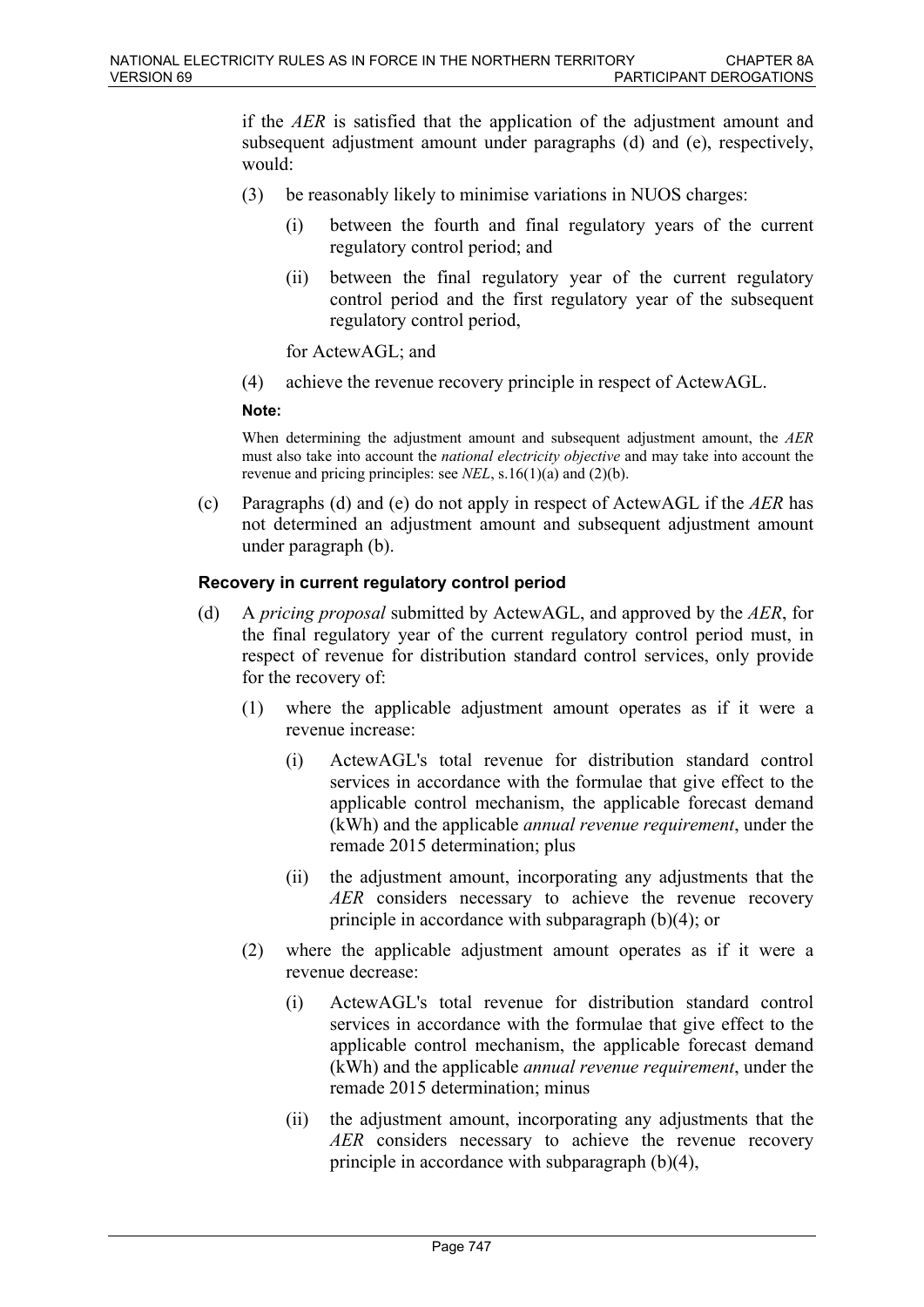if the *AER* is satisfied that the application of the adjustment amount and subsequent adjustment amount under paragraphs (d) and (e), respectively, would:

(3) be reasonably likely to minimise variations in NUOS charges:

   (i) between the fourth and final regulatory years of the current regulatory control period; and

   (ii) between the final regulatory year of the current regulatory control period and the first regulatory year of the subsequent regulatory control period,

   for ActewAGL; and

(4) achieve the revenue recovery principle in respect of ActewAGL.

**Note:**

When determining the adjustment amount and subsequent adjustment amount, the *AER* must also take into account the *national electricity objective* and may take into account the revenue and pricing principles: see *NEL*, s.16(1)(a) and (2)(b).

(c) Paragraphs (d) and (e) do not apply in respect of ActewAGL if the *AER* has not determined an adjustment amount and subsequent adjustment amount under paragraph (b).

#### Recovery in current regulatory control period

(d) A *pricing proposal* submitted by ActewAGL, and approved by the *AER*, for the final regulatory year of the current regulatory control period must, in respect of revenue for distribution standard control services, only provide for the recovery of:

   (1) where the applicable adjustment amount operates as if it were a revenue increase:

      (i) ActewAGL's total revenue for distribution standard control services in accordance with the formulae that give effect to the applicable control mechanism, the applicable forecast demand (kWh) and the applicable *annual revenue requirement*, under the remade 2015 determination; plus

      (ii) the adjustment amount, incorporating any adjustments that the *AER* considers necessary to achieve the revenue recovery principle in accordance with subparagraph (b)(4); or

   (2) where the applicable adjustment amount operates as if it were a revenue decrease:

      (i) ActewAGL's total revenue for distribution standard control services in accordance with the formulae that give effect to the applicable control mechanism, the applicable forecast demand (kWh) and the applicable *annual revenue requirement*, under the remade 2015 determination; minus

      (ii) the adjustment amount, incorporating any adjustments that the *AER* considers necessary to achieve the revenue recovery principle in accordance with subparagraph (b)(4),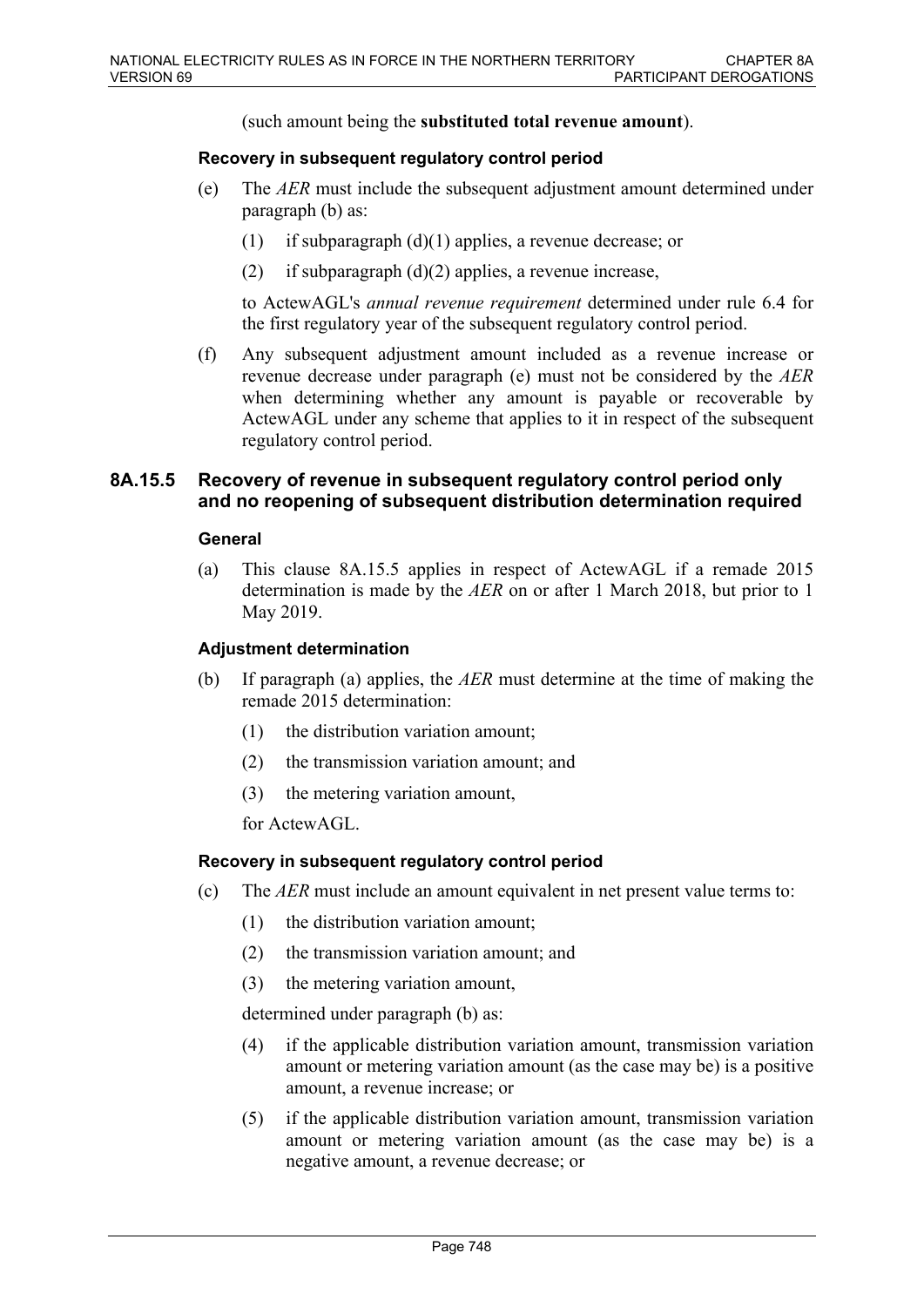(such amount being the **substituted total revenue amount**).

#### Recovery in subsequent regulatory control period

(e) The *AER* must include the subsequent adjustment amount determined under paragraph (b) as:

  (1) if subparagraph (d)(1) applies, a revenue decrease; or

  (2) if subparagraph (d)(2) applies, a revenue increase,

  to ActewAGL's *annual revenue requirement* determined under rule 6.4 for the first regulatory year of the subsequent regulatory control period.

(f) Any subsequent adjustment amount included as a revenue increase or revenue decrease under paragraph (e) must not be considered by the *AER* when determining whether any amount is payable or recoverable by ActewAGL under any scheme that applies to it in respect of the subsequent regulatory control period.

### 8A.15.5 Recovery of revenue in subsequent regulatory control period only and no reopening of subsequent distribution determination required

#### General

(a) This clause 8A.15.5 applies in respect of ActewAGL if a remade 2015 determination is made by the *AER* on or after 1 March 2018, but prior to 1 May 2019.

#### Adjustment determination

(b) If paragraph (a) applies, the *AER* must determine at the time of making the remade 2015 determination:

  (1) the distribution variation amount;

  (2) the transmission variation amount; and

  (3) the metering variation amount,

  for ActewAGL.

#### Recovery in subsequent regulatory control period

(c) The *AER* must include an amount equivalent in net present value terms to:

  (1) the distribution variation amount;

  (2) the transmission variation amount; and

  (3) the metering variation amount,

  determined under paragraph (b) as:

  (4) if the applicable distribution variation amount, transmission variation amount or metering variation amount (as the case may be) is a positive amount, a revenue increase; or

  (5) if the applicable distribution variation amount, transmission variation amount or metering variation amount (as the case may be) is a negative amount, a revenue decrease; or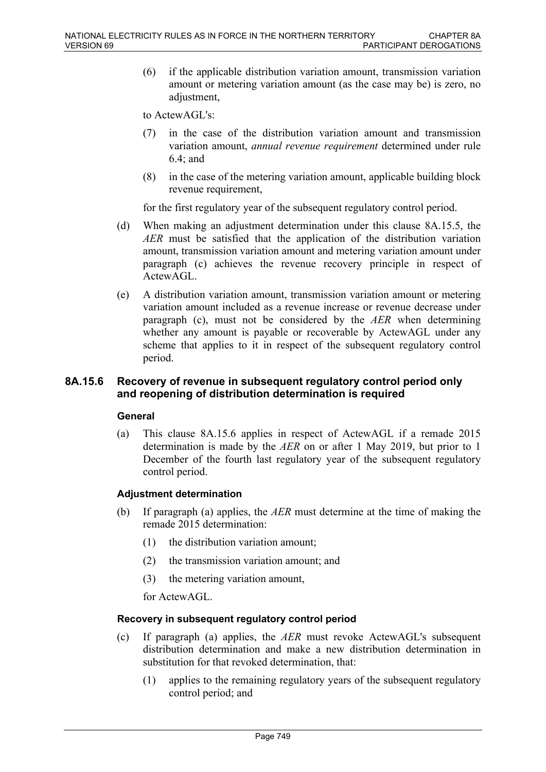(6) if the applicable distribution variation amount, transmission variation amount or metering variation amount (as the case may be) is zero, no adjustment,

to ActewAGL's:

(7) in the case of the distribution variation amount and transmission variation amount, *annual revenue requirement* determined under rule 6.4; and

(8) in the case of the metering variation amount, applicable building block revenue requirement,

for the first regulatory year of the subsequent regulatory control period.

(d) When making an adjustment determination under this clause 8A.15.5, the *AER* must be satisfied that the application of the distribution variation amount, transmission variation amount and metering variation amount under paragraph (c) achieves the revenue recovery principle in respect of ActewAGL.

(e) A distribution variation amount, transmission variation amount or metering variation amount included as a revenue increase or revenue decrease under paragraph (c), must not be considered by the *AER* when determining whether any amount is payable or recoverable by ActewAGL under any scheme that applies to it in respect of the subsequent regulatory control period.

### 8A.15.6 Recovery of revenue in subsequent regulatory control period only and reopening of distribution determination is required

#### General

(a) This clause 8A.15.6 applies in respect of ActewAGL if a remade 2015 determination is made by the *AER* on or after 1 May 2019, but prior to 1 December of the fourth last regulatory year of the subsequent regulatory control period.

#### Adjustment determination

(b) If paragraph (a) applies, the *AER* must determine at the time of making the remade 2015 determination:

(1) the distribution variation amount;

(2) the transmission variation amount; and

(3) the metering variation amount,

for ActewAGL.

#### Recovery in subsequent regulatory control period

(c) If paragraph (a) applies, the *AER* must revoke ActewAGL's subsequent distribution determination and make a new distribution determination in substitution for that revoked determination, that:

(1) applies to the remaining regulatory years of the subsequent regulatory control period; and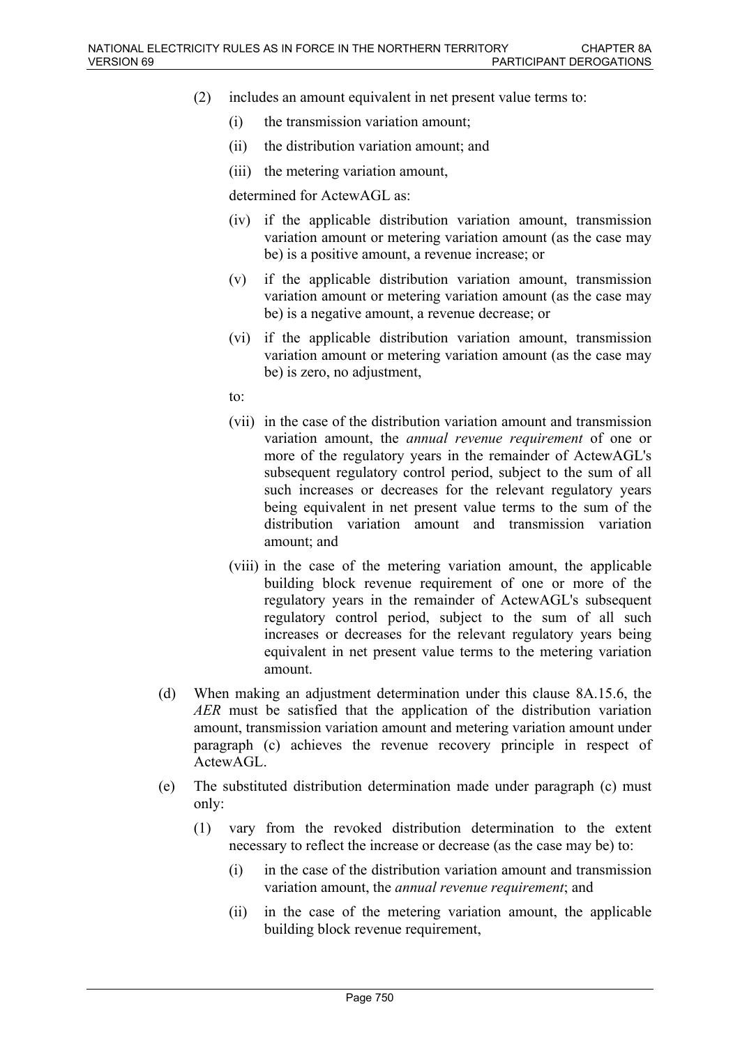(2) includes an amount equivalent in net present value terms to:

  (i) the transmission variation amount;

  (ii) the distribution variation amount; and

  (iii) the metering variation amount,

  determined for ActewAGL as:

  (iv) if the applicable distribution variation amount, transmission variation amount or metering variation amount (as the case may be) is a positive amount, a revenue increase; or

  (v) if the applicable distribution variation amount, transmission variation amount or metering variation amount (as the case may be) is a negative amount, a revenue decrease; or

  (vi) if the applicable distribution variation amount, transmission variation amount or metering variation amount (as the case may be) is zero, no adjustment,

  to:

  (vii) in the case of the distribution variation amount and transmission variation amount, the *annual revenue requirement* of one or more of the regulatory years in the remainder of ActewAGL's subsequent regulatory control period, subject to the sum of all such increases or decreases for the relevant regulatory years being equivalent in net present value terms to the sum of the distribution variation amount and transmission variation amount; and

  (viii) in the case of the metering variation amount, the applicable building block revenue requirement of one or more of the regulatory years in the remainder of ActewAGL's subsequent regulatory control period, subject to the sum of all such increases or decreases for the relevant regulatory years being equivalent in net present value terms to the metering variation amount.

(d) When making an adjustment determination under this clause 8A.15.6, the *AER* must be satisfied that the application of the distribution variation amount, transmission variation amount and metering variation amount under paragraph (c) achieves the revenue recovery principle in respect of ActewAGL.

(e) The substituted distribution determination made under paragraph (c) must only:

  (1) vary from the revoked distribution determination to the extent necessary to reflect the increase or decrease (as the case may be) to:

    (i) in the case of the distribution variation amount and transmission variation amount, the *annual revenue requirement*; and

    (ii) in the case of the metering variation amount, the applicable building block revenue requirement,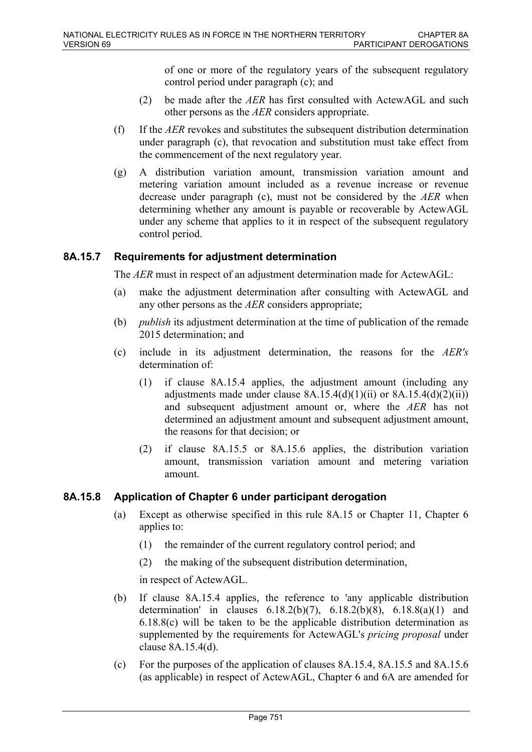of one or more of the regulatory years of the subsequent regulatory control period under paragraph (c); and

(2) be made after the *AER* has first consulted with ActewAGL and such other persons as the *AER* considers appropriate.

(f) If the *AER* revokes and substitutes the subsequent distribution determination under paragraph (c), that revocation and substitution must take effect from the commencement of the next regulatory year.

(g) A distribution variation amount, transmission variation amount and metering variation amount included as a revenue increase or revenue decrease under paragraph (c), must not be considered by the *AER* when determining whether any amount is payable or recoverable by ActewAGL under any scheme that applies to it in respect of the subsequent regulatory control period.

### 8A.15.7 Requirements for adjustment determination

The *AER* must in respect of an adjustment determination made for ActewAGL:

(a) make the adjustment determination after consulting with ActewAGL and any other persons as the *AER* considers appropriate;

(b) *publish* its adjustment determination at the time of publication of the remade 2015 determination; and

(c) include in its adjustment determination, the reasons for the *AER's* determination of:

(1) if clause 8A.15.4 applies, the adjustment amount (including any adjustments made under clause 8A.15.4(d)(1)(ii) or 8A.15.4(d)(2)(ii)) and subsequent adjustment amount or, where the *AER* has not determined an adjustment amount and subsequent adjustment amount, the reasons for that decision; or

(2) if clause 8A.15.5 or 8A.15.6 applies, the distribution variation amount, transmission variation amount and metering variation amount.

### 8A.15.8 Application of Chapter 6 under participant derogation

(a) Except as otherwise specified in this rule 8A.15 or Chapter 11, Chapter 6 applies to:

(1) the remainder of the current regulatory control period; and

(2) the making of the subsequent distribution determination,

in respect of ActewAGL.

(b) If clause 8A.15.4 applies, the reference to 'any applicable distribution determination' in clauses 6.18.2(b)(7), 6.18.2(b)(8), 6.18.8(a)(1) and 6.18.8(c) will be taken to be the applicable distribution determination as supplemented by the requirements for ActewAGL's *pricing proposal* under clause 8A.15.4(d).

(c) For the purposes of the application of clauses 8A.15.4, 8A.15.5 and 8A.15.6 (as applicable) in respect of ActewAGL, Chapter 6 and 6A are amended for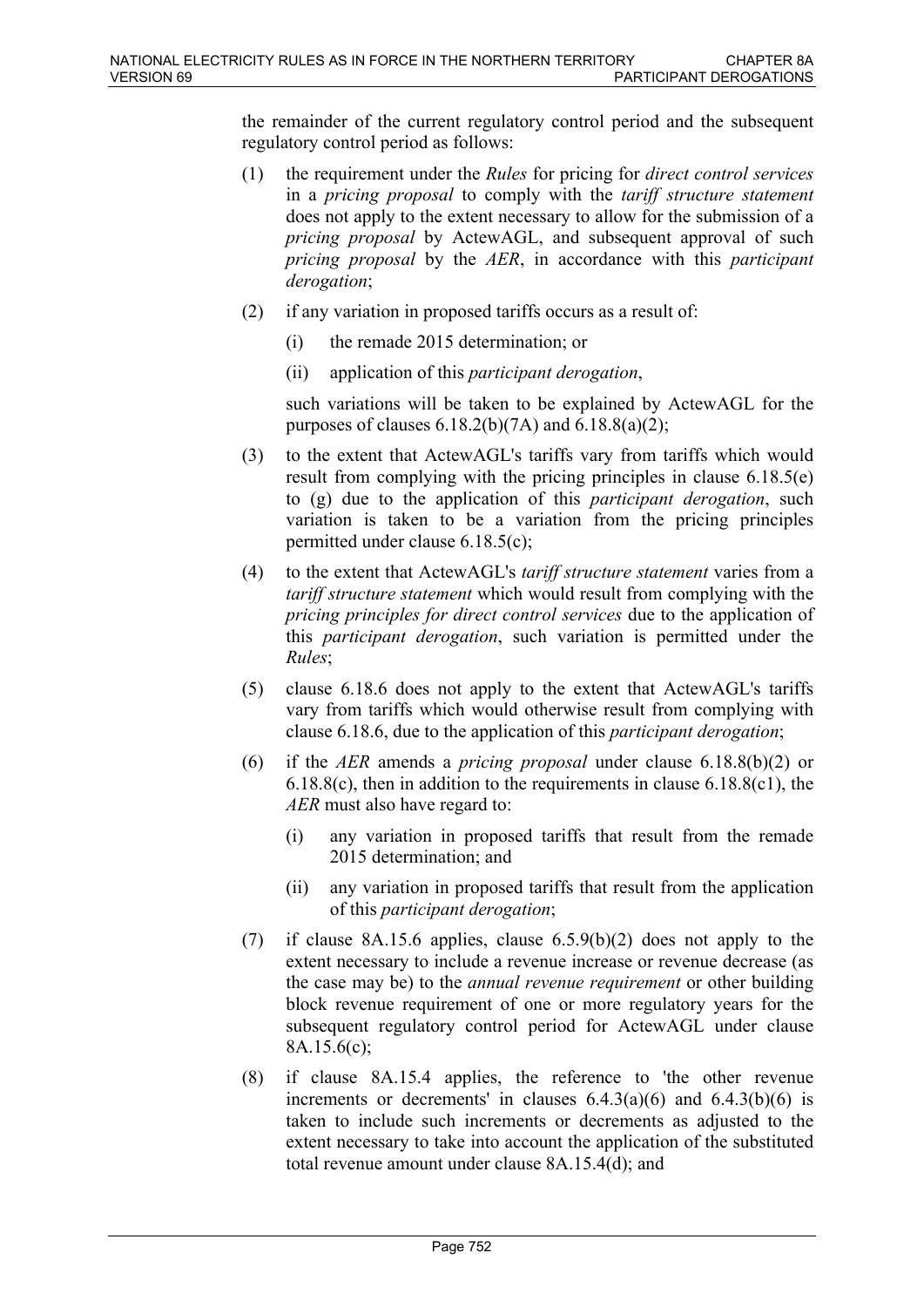the remainder of the current regulatory control period and the subsequent regulatory control period as follows:

(1) the requirement under the *Rules* for pricing for *direct control services* in a *pricing proposal* to comply with the *tariff structure statement* does not apply to the extent necessary to allow for the submission of a *pricing proposal* by ActewAGL, and subsequent approval of such *pricing proposal* by the *AER*, in accordance with this *participant derogation*;

(2) if any variation in proposed tariffs occurs as a result of:

   (i) the remade 2015 determination; or

   (ii) application of this *participant derogation*,

   such variations will be taken to be explained by ActewAGL for the purposes of clauses 6.18.2(b)(7A) and 6.18.8(a)(2);

(3) to the extent that ActewAGL's tariffs vary from tariffs which would result from complying with the pricing principles in clause 6.18.5(e) to (g) due to the application of this *participant derogation*, such variation is taken to be a variation from the pricing principles permitted under clause 6.18.5(c);

(4) to the extent that ActewAGL's *tariff structure statement* varies from a *tariff structure statement* which would result from complying with the *pricing principles for direct control services* due to the application of this *participant derogation*, such variation is permitted under the *Rules*;

(5) clause 6.18.6 does not apply to the extent that ActewAGL's tariffs vary from tariffs which would otherwise result from complying with clause 6.18.6, due to the application of this *participant derogation*;

(6) if the *AER* amends a *pricing proposal* under clause 6.18.8(b)(2) or 6.18.8(c), then in addition to the requirements in clause 6.18.8(c1), the *AER* must also have regard to:

   (i) any variation in proposed tariffs that result from the remade 2015 determination; and

   (ii) any variation in proposed tariffs that result from the application of this *participant derogation*;

(7) if clause 8A.15.6 applies, clause 6.5.9(b)(2) does not apply to the extent necessary to include a revenue increase or revenue decrease (as the case may be) to the *annual revenue requirement* or other building block revenue requirement of one or more regulatory years for the subsequent regulatory control period for ActewAGL under clause 8A.15.6(c);

(8) if clause 8A.15.4 applies, the reference to 'the other revenue increments or decrements' in clauses 6.4.3(a)(6) and 6.4.3(b)(6) is taken to include such increments or decrements as adjusted to the extent necessary to take into account the application of the substituted total revenue amount under clause 8A.15.4(d); and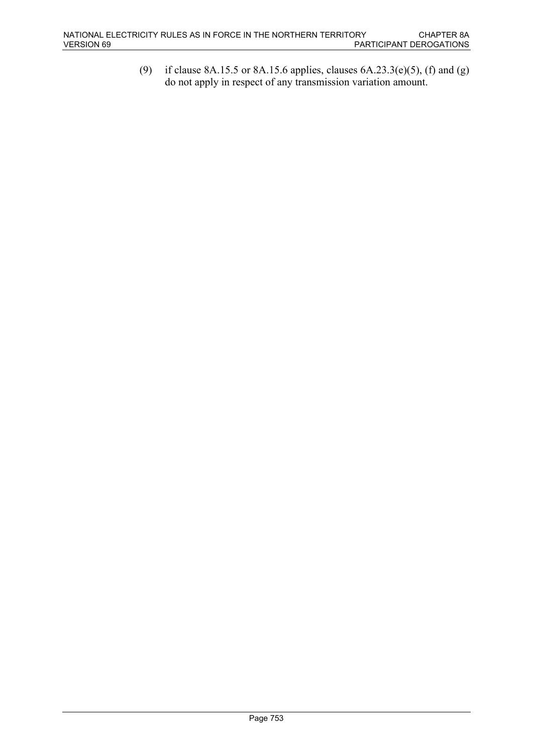(9) if clause 8A.15.5 or 8A.15.6 applies, clauses 6A.23.3(e)(5), (f) and (g) do not apply in respect of any transmission variation amount.